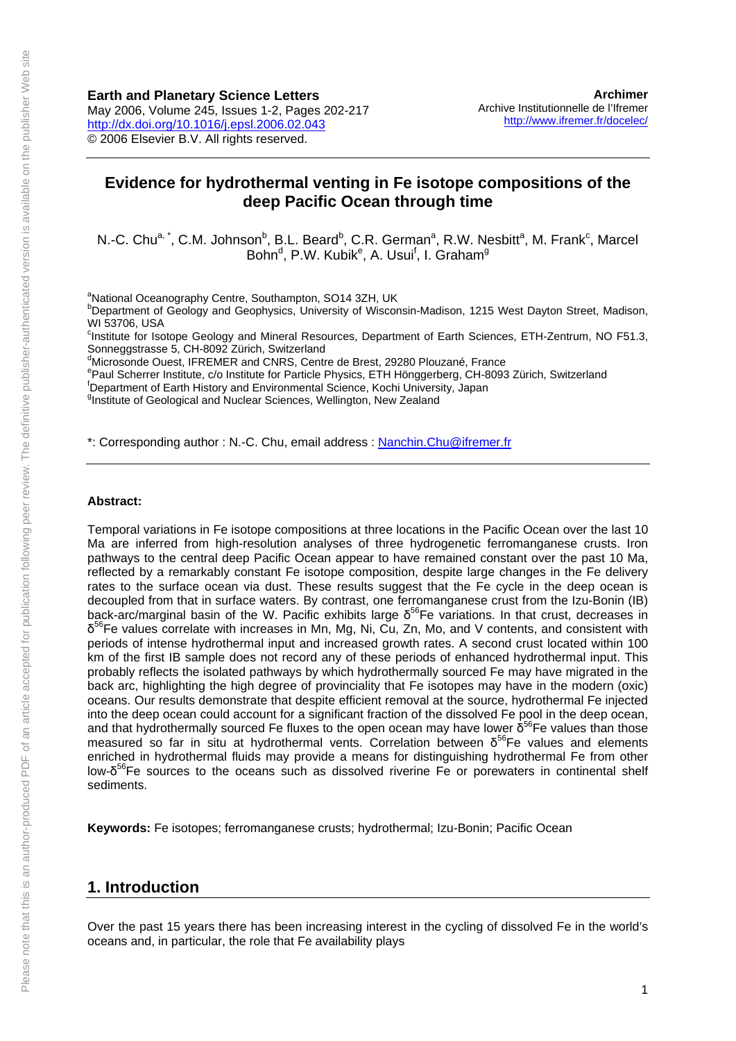**Earth and Planetary Science Letters**
May 2006, Volume 245, Issues 1-2, Pages 202-217
http://dx.doi.org/10.1016/j.epsl.2006.02.043
© 2006 Elsevier B.V. All rights reserved.

**Archimer**
Archive Institutionnelle de l'Ifremer
http://www.ifremer.fr/docelec/

# Evidence for hydrothermal venting in Fe isotope compositions of the deep Pacific Ocean through time

N.-C. Chu[a, *], C.M. Johnson[b], B.L. Beard[b], C.R. German[a], R.W. Nesbitt[a], M. Frank[c], Marcel Bohn[d], P.W. Kubik[e], A. Usui[f], I. Graham[g]

[a]National Oceanography Centre, Southampton, SO14 3ZH, UK
[b]Department of Geology and Geophysics, University of Wisconsin-Madison, 1215 West Dayton Street, Madison, WI 53706, USA
[c]Institute for Isotope Geology and Mineral Resources, Department of Earth Sciences, ETH-Zentrum, NO F51.3, Sonneggstrasse 5, CH-8092 Zürich, Switzerland
[d]Microsonde Ouest, IFREMER and CNRS, Centre de Brest, 29280 Plouzané, France
[e]Paul Scherrer Institute, c/o Institute for Particle Physics, ETH Hönggerberg, CH-8093 Zürich, Switzerland
[f]Department of Earth History and Environmental Science, Kochi University, Japan
[g]Institute of Geological and Nuclear Sciences, Wellington, New Zealand

*: Corresponding author : N.-C. Chu, email address : Nanchin.Chu@ifremer.fr

**Abstract:**

Temporal variations in Fe isotope compositions at three locations in the Pacific Ocean over the last 10 Ma are inferred from high-resolution analyses of three hydrogenetic ferromanganese crusts. Iron pathways to the central deep Pacific Ocean appear to have remained constant over the past 10 Ma, reflected by a remarkably constant Fe isotope composition, despite large changes in the Fe delivery rates to the surface ocean via dust. These results suggest that the Fe cycle in the deep ocean is decoupled from that in surface waters. By contrast, one ferromanganese crust from the Izu-Bonin (IB) back-arc/marginal basin of the W. Pacific exhibits large $\delta^{56}$Fe variations. In that crust, decreases in $\delta^{56}$Fe values correlate with increases in Mn, Mg, Ni, Cu, Zn, Mo, and V contents, and consistent with periods of intense hydrothermal input and increased growth rates. A second crust located within 100 km of the first IB sample does not record any of these periods of enhanced hydrothermal input. This probably reflects the isolated pathways by which hydrothermally sourced Fe may have migrated in the back arc, highlighting the high degree of provinciality that Fe isotopes may have in the modern (oxic) oceans. Our results demonstrate that despite efficient removal at the source, hydrothermal Fe injected into the deep ocean could account for a significant fraction of the dissolved Fe pool in the deep ocean, and that hydrothermally sourced Fe fluxes to the open ocean may have lower $\delta^{56}$Fe values than those measured so far in situ at hydrothermal vents. Correlation between $\delta^{56}$Fe values and elements enriched in hydrothermal fluids may provide a means for distinguishing hydrothermal Fe from other low-$\delta^{56}$Fe sources to the oceans such as dissolved riverine Fe or porewaters in continental shelf sediments.

**Keywords:** Fe isotopes; ferromanganese crusts; hydrothermal; Izu-Bonin; Pacific Ocean

## 1. Introduction

Over the past 15 years there has been increasing interest in the cycling of dissolved Fe in the world's oceans and, in particular, the role that Fe availability plays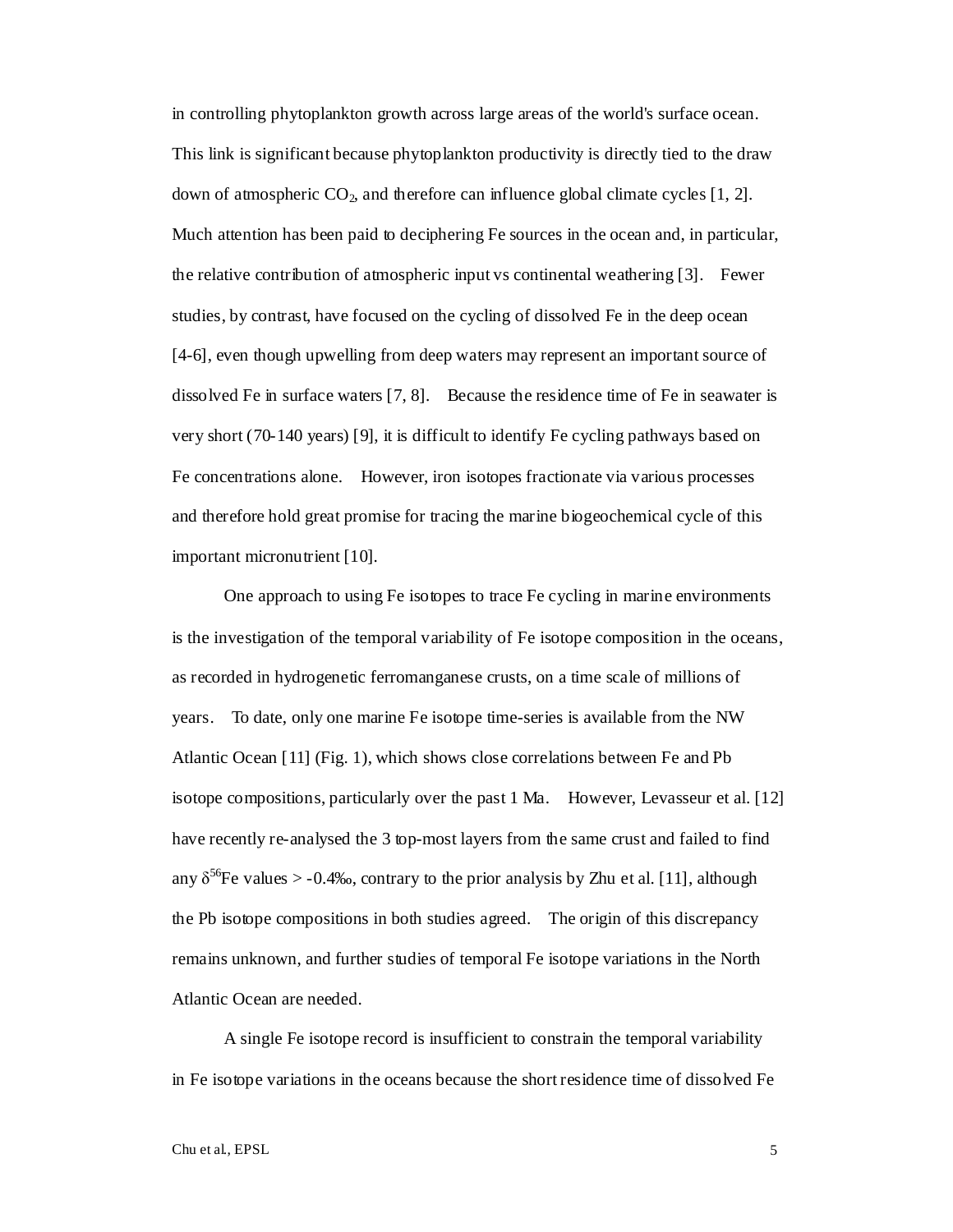in controlling phytoplankton growth across large areas of the world's surface ocean. This link is significant because phytoplankton productivity is directly tied to the draw down of atmospheric $CO_2$, and therefore can influence global climate cycles [1, 2]. Much attention has been paid to deciphering Fe sources in the ocean and, in particular, the relative contribution of atmospheric input vs continental weathering [3]. Fewer studies, by contrast, have focused on the cycling of dissolved Fe in the deep ocean [4-6], even though upwelling from deep waters may represent an important source of dissolved Fe in surface waters [7, 8]. Because the residence time of Fe in seawater is very short (70-140 years) [9], it is difficult to identify Fe cycling pathways based on Fe concentrations alone. However, iron isotopes fractionate via various processes and therefore hold great promise for tracing the marine biogeochemical cycle of this important micronutrient [10].

One approach to using Fe isotopes to trace Fe cycling in marine environments is the investigation of the temporal variability of Fe isotope composition in the oceans, as recorded in hydrogenetic ferromanganese crusts, on a time scale of millions of years. To date, only one marine Fe isotope time-series is available from the NW Atlantic Ocean [11] (Fig. 1), which shows close correlations between Fe and Pb isotope compositions, particularly over the past 1 Ma. However, Levasseur et al. [12] have recently re-analysed the 3 top-most layers from the same crust and failed to find any $\delta^{56}$Fe values > -0.4‰, contrary to the prior analysis by Zhu et al. [11], although the Pb isotope compositions in both studies agreed. The origin of this discrepancy remains unknown, and further studies of temporal Fe isotope variations in the North Atlantic Ocean are needed.

A single Fe isotope record is insufficient to constrain the temporal variability in Fe isotope variations in the oceans because the short residence time of dissolved Fe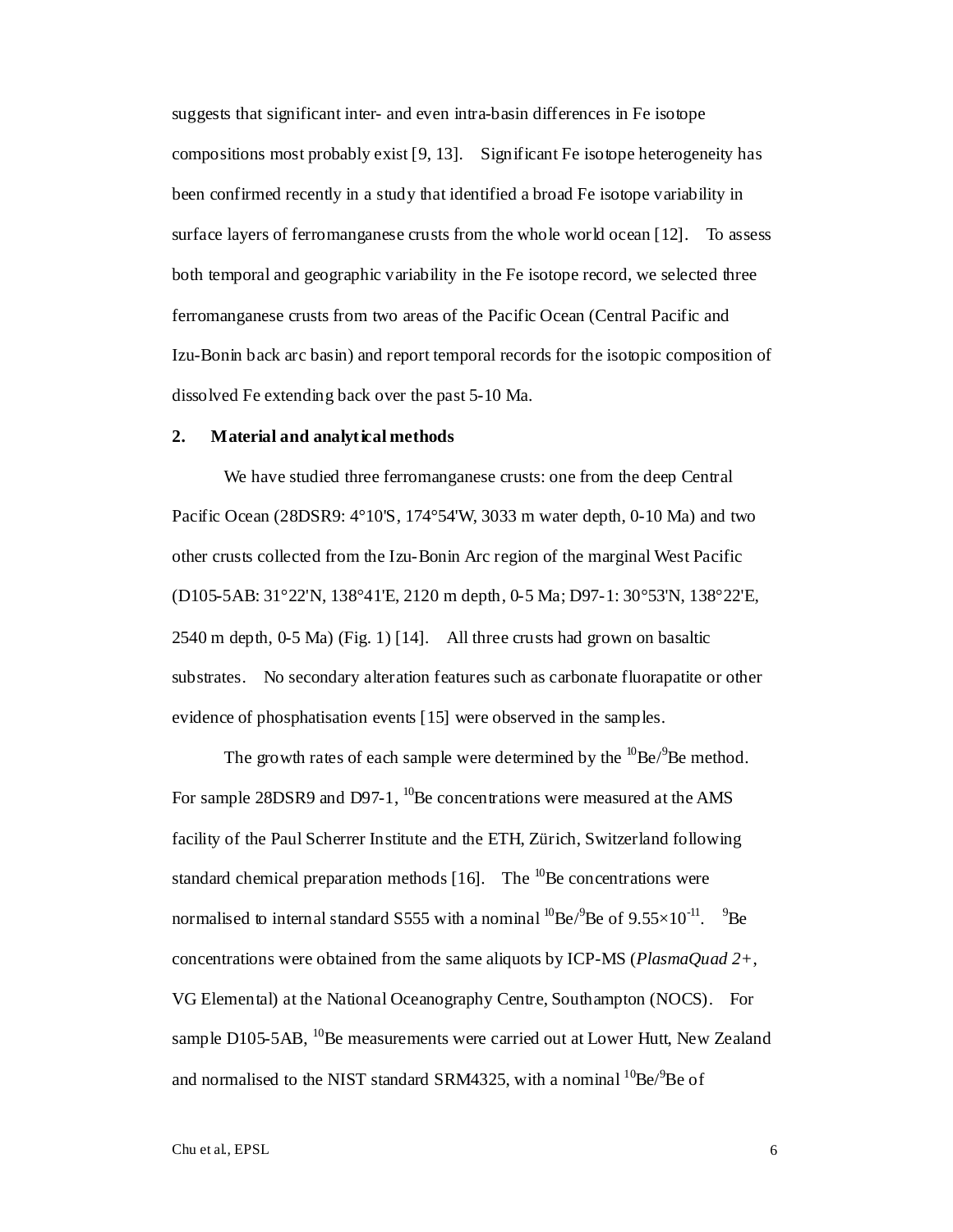suggests that significant inter- and even intra-basin differences in Fe isotope compositions most probably exist [9, 13]. Significant Fe isotope heterogeneity has been confirmed recently in a study that identified a broad Fe isotope variability in surface layers of ferromanganese crusts from the whole world ocean [12]. To assess both temporal and geographic variability in the Fe isotope record, we selected three ferromanganese crusts from two areas of the Pacific Ocean (Central Pacific and Izu-Bonin back arc basin) and report temporal records for the isotopic composition of dissolved Fe extending back over the past 5-10 Ma.

## 2. Material and analytical methods

We have studied three ferromanganese crusts: one from the deep Central Pacific Ocean (28DSR9: 4°10'S, 174°54'W, 3033 m water depth, 0-10 Ma) and two other crusts collected from the Izu-Bonin Arc region of the marginal West Pacific (D105-5AB: 31°22'N, 138°41'E, 2120 m depth, 0-5 Ma; D97-1: 30°53'N, 138°22'E, 2540 m depth, 0-5 Ma) (Fig. 1) [14]. All three crusts had grown on basaltic substrates. No secondary alteration features such as carbonate fluorapatite or other evidence of phosphatisation events [15] were observed in the samples.

The growth rates of each sample were determined by the $^{10}Be/^{9}Be$ method. For sample 28DSR9 and D97-1, $^{10}Be$ concentrations were measured at the AMS facility of the Paul Scherrer Institute and the ETH, Zürich, Switzerland following standard chemical preparation methods [16]. The $^{10}Be$ concentrations were normalised to internal standard S555 with a nominal $^{10}Be/^{9}Be$ of $9.55\times10^{-11}$. $^{9}Be$ concentrations were obtained from the same aliquots by ICP-MS (*PlasmaQuad 2+*, VG Elemental) at the National Oceanography Centre, Southampton (NOCS). For sample D105-5AB, $^{10}Be$ measurements were carried out at Lower Hutt, New Zealand and normalised to the NIST standard SRM4325, with a nominal $^{10}Be/^{9}Be$ of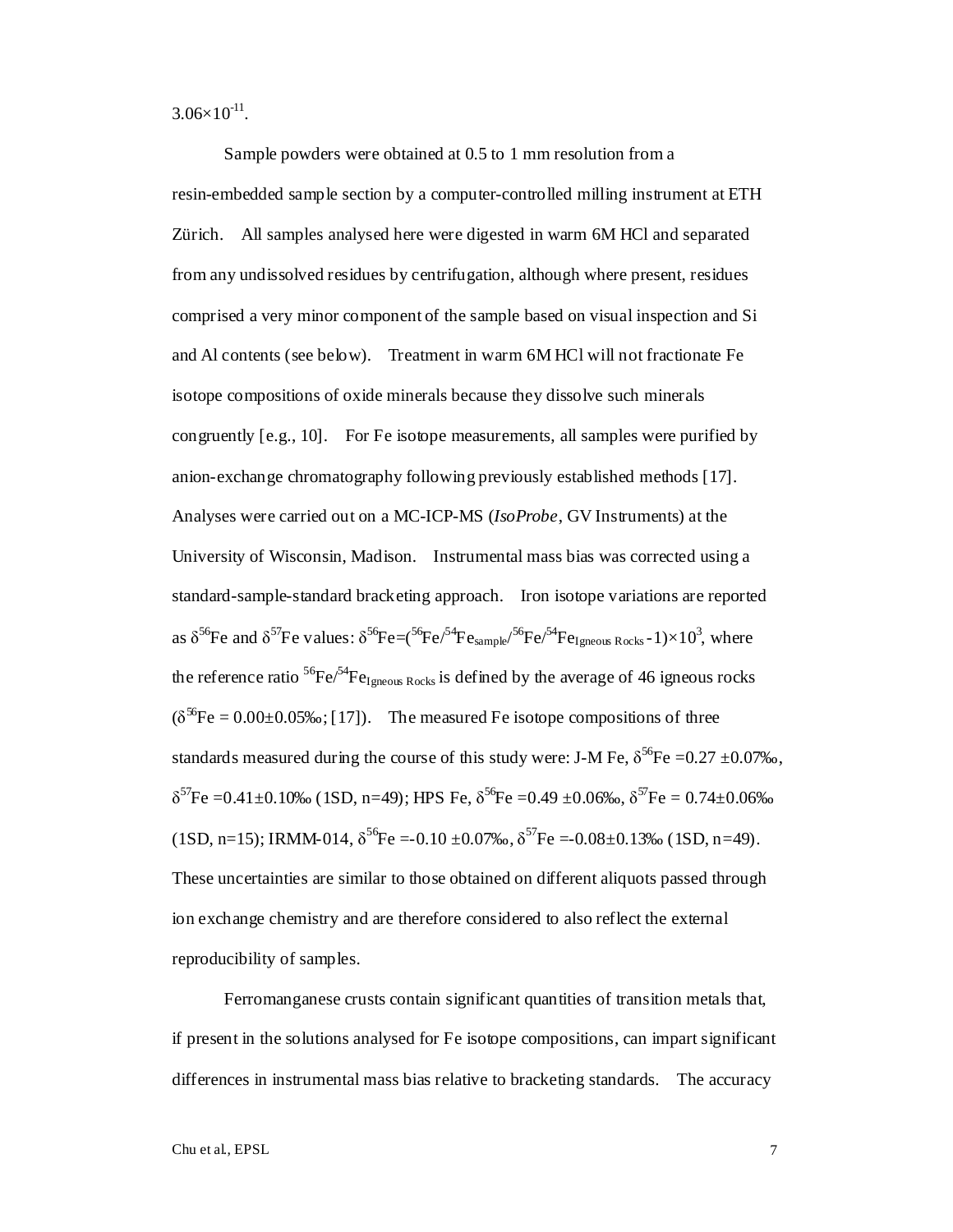$3.06 \times 10^{-11}$.

Sample powders were obtained at 0.5 to 1 mm resolution from a resin-embedded sample section by a computer-controlled milling instrument at ETH Zürich. All samples analysed here were digested in warm 6M HCl and separated from any undissolved residues by centrifugation, although where present, residues comprised a very minor component of the sample based on visual inspection and Si and Al contents (see below). Treatment in warm 6M HCl will not fractionate Fe isotope compositions of oxide minerals because they dissolve such minerals congruently [e.g., 10]. For Fe isotope measurements, all samples were purified by anion-exchange chromatography following previously established methods [17]. Analyses were carried out on a MC-ICP-MS (*IsoProbe*, GV Instruments) at the University of Wisconsin, Madison. Instrumental mass bias was corrected using a standard-sample-standard bracketing approach. Iron isotope variations are reported as $\delta^{56}$Fe and $\delta^{57}$Fe values: $\delta^{56}Fe = ({}^{56}Fe/{}^{54}Fe_{sample}/{}^{56}Fe/{}^{54}Fe_{Igneous\ Rocks} - 1) \times 10^3$, where the reference ratio ${}^{56}Fe/{}^{54}Fe_{Igneous\ Rocks}$ is defined by the average of 46 igneous rocks ($\delta^{56}Fe = 0.00 \pm 0.05$‰; [17]). The measured Fe isotope compositions of three standards measured during the course of this study were: J-M Fe, $\delta^{56}Fe = 0.27 \pm 0.07$‰, $\delta^{57}Fe = 0.41 \pm 0.10$‰ (1SD, n=49); HPS Fe, $\delta^{56}Fe = 0.49 \pm 0.06$‰, $\delta^{57}Fe = 0.74 \pm 0.06$‰ (1SD, n=15); IRMM-014, $\delta^{56}Fe = -0.10 \pm 0.07$‰, $\delta^{57}Fe = -0.08 \pm 0.13$‰ (1SD, n=49). These uncertainties are similar to those obtained on different aliquots passed through ion exchange chemistry and are therefore considered to also reflect the external reproducibility of samples.

Ferromanganese crusts contain significant quantities of transition metals that, if present in the solutions analysed for Fe isotope compositions, can impart significant differences in instrumental mass bias relative to bracketing standards. The accuracy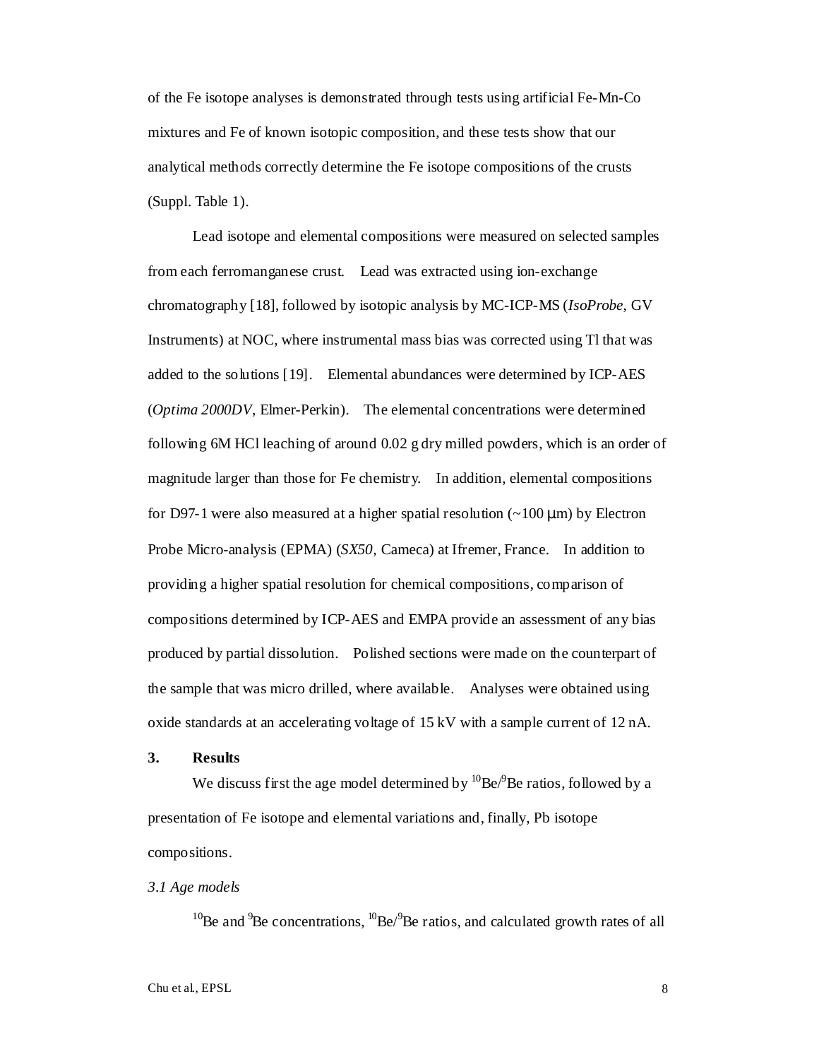of the Fe isotope analyses is demonstrated through tests using artificial Fe-Mn-Co mixtures and Fe of known isotopic composition, and these tests show that our analytical methods correctly determine the Fe isotope compositions of the crusts (Suppl. Table 1).

Lead isotope and elemental compositions were measured on selected samples from each ferromanganese crust. Lead was extracted using ion-exchange chromatography [18], followed by isotopic analysis by MC-ICP-MS (*IsoProbe*, GV Instruments) at NOC, where instrumental mass bias was corrected using Tl that was added to the solutions [19]. Elemental abundances were determined by ICP-AES (*Optima 2000DV*, Elmer-Perkin). The elemental concentrations were determined following 6M HCl leaching of around 0.02 g dry milled powders, which is an order of magnitude larger than those for Fe chemistry. In addition, elemental compositions for D97-1 were also measured at a higher spatial resolution (~100 μm) by Electron Probe Micro-analysis (EPMA) (*SX50*, Cameca) at Ifremer, France. In addition to providing a higher spatial resolution for chemical compositions, comparison of compositions determined by ICP-AES and EMPA provide an assessment of any bias produced by partial dissolution. Polished sections were made on the counterpart of the sample that was micro drilled, where available. Analyses were obtained using oxide standards at an accelerating voltage of 15 kV with a sample current of 12 nA.

## 3. Results

We discuss first the age model determined by $^{10}Be/^{9}Be$ ratios, followed by a presentation of Fe isotope and elemental variations and, finally, Pb isotope compositions.

### *3.1 Age models*

$^{10}Be$ and $^{9}Be$ concentrations, $^{10}Be/^{9}Be$ ratios, and calculated growth rates of all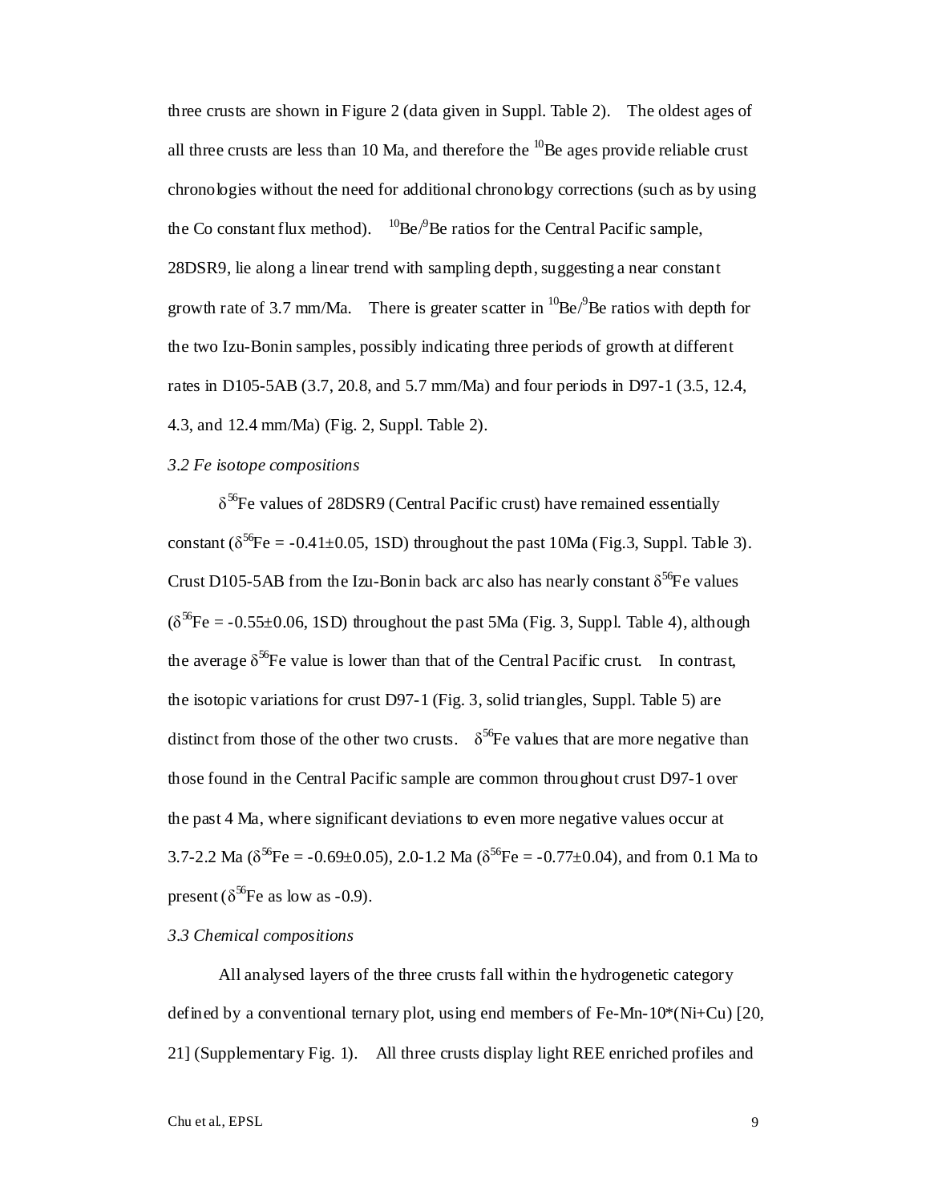three crusts are shown in Figure 2 (data given in Suppl. Table 2). The oldest ages of all three crusts are less than 10 Ma, and therefore the $^{10}Be$ ages provide reliable crust chronologies without the need for additional chronology corrections (such as by using the Co constant flux method). $^{10}Be/^{9}Be$ ratios for the Central Pacific sample, 28DSR9, lie along a linear trend with sampling depth, suggesting a near constant growth rate of 3.7 mm/Ma. There is greater scatter in $^{10}Be/^{9}Be$ ratios with depth for the two Izu-Bonin samples, possibly indicating three periods of growth at different rates in D105-5AB (3.7, 20.8, and 5.7 mm/Ma) and four periods in D97-1 (3.5, 12.4, 4.3, and 12.4 mm/Ma) (Fig. 2, Suppl. Table 2).

*3.2 Fe isotope compositions*

$\delta^{56}Fe$ values of 28DSR9 (Central Pacific crust) have remained essentially constant ($\delta^{56}Fe$ = -0.41±0.05, 1SD) throughout the past 10Ma (Fig.3, Suppl. Table 3). Crust D105-5AB from the Izu-Bonin back arc also has nearly constant $\delta^{56}Fe$ values ($\delta^{56}Fe$ = -0.55±0.06, 1SD) throughout the past 5Ma (Fig. 3, Suppl. Table 4), although the average $\delta^{56}Fe$ value is lower than that of the Central Pacific crust. In contrast, the isotopic variations for crust D97-1 (Fig. 3, solid triangles, Suppl. Table 5) are distinct from those of the other two crusts. $\delta^{56}Fe$ values that are more negative than those found in the Central Pacific sample are common throughout crust D97-1 over the past 4 Ma, where significant deviations to even more negative values occur at 3.7-2.2 Ma ($\delta^{56}Fe$ = -0.69±0.05), 2.0-1.2 Ma ($\delta^{56}Fe$ = -0.77±0.04), and from 0.1 Ma to present ($\delta^{56}Fe$ as low as -0.9).

*3.3 Chemical compositions*

All analysed layers of the three crusts fall within the hydrogenetic category defined by a conventional ternary plot, using end members of Fe-Mn-10*(Ni+Cu) [20, 21] (Supplementary Fig. 1). All three crusts display light REE enriched profiles and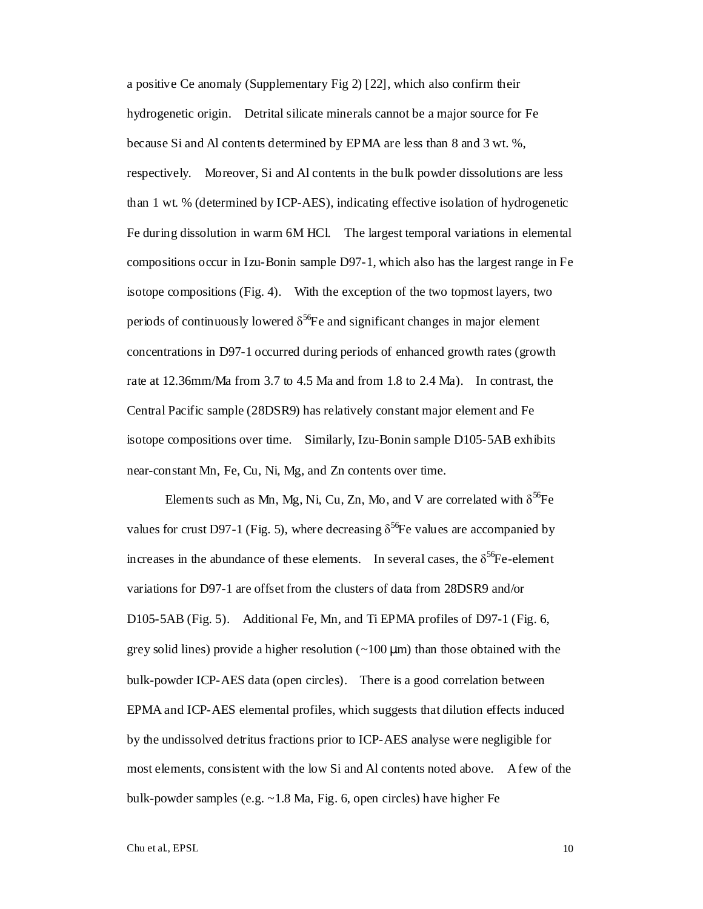a positive Ce anomaly (Supplementary Fig 2) [22], which also confirm their hydrogenetic origin. Detrital silicate minerals cannot be a major source for Fe because Si and Al contents determined by EPMA are less than 8 and 3 wt. %, respectively. Moreover, Si and Al contents in the bulk powder dissolutions are less than 1 wt. % (determined by ICP-AES), indicating effective isolation of hydrogenetic Fe during dissolution in warm 6M HCl. The largest temporal variations in elemental compositions occur in Izu-Bonin sample D97-1, which also has the largest range in Fe isotope compositions (Fig. 4). With the exception of the two topmost layers, two periods of continuously lowered $\delta^{56}$Fe and significant changes in major element concentrations in D97-1 occurred during periods of enhanced growth rates (growth rate at 12.36mm/Ma from 3.7 to 4.5 Ma and from 1.8 to 2.4 Ma). In contrast, the Central Pacific sample (28DSR9) has relatively constant major element and Fe isotope compositions over time. Similarly, Izu-Bonin sample D105-5AB exhibits near-constant Mn, Fe, Cu, Ni, Mg, and Zn contents over time.

Elements such as Mn, Mg, Ni, Cu, Zn, Mo, and V are correlated with $\delta^{56}$Fe values for crust D97-1 (Fig. 5), where decreasing $\delta^{56}$Fe values are accompanied by increases in the abundance of these elements. In several cases, the $\delta^{56}$Fe-element variations for D97-1 are offset from the clusters of data from 28DSR9 and/or D105-5AB (Fig. 5). Additional Fe, Mn, and Ti EPMA profiles of D97-1 (Fig. 6, grey solid lines) provide a higher resolution (~100 μm) than those obtained with the bulk-powder ICP-AES data (open circles). There is a good correlation between EPMA and ICP-AES elemental profiles, which suggests that dilution effects induced by the undissolved detritus fractions prior to ICP-AES analyse were negligible for most elements, consistent with the low Si and Al contents noted above. A few of the bulk-powder samples (e.g. ~1.8 Ma, Fig. 6, open circles) have higher Fe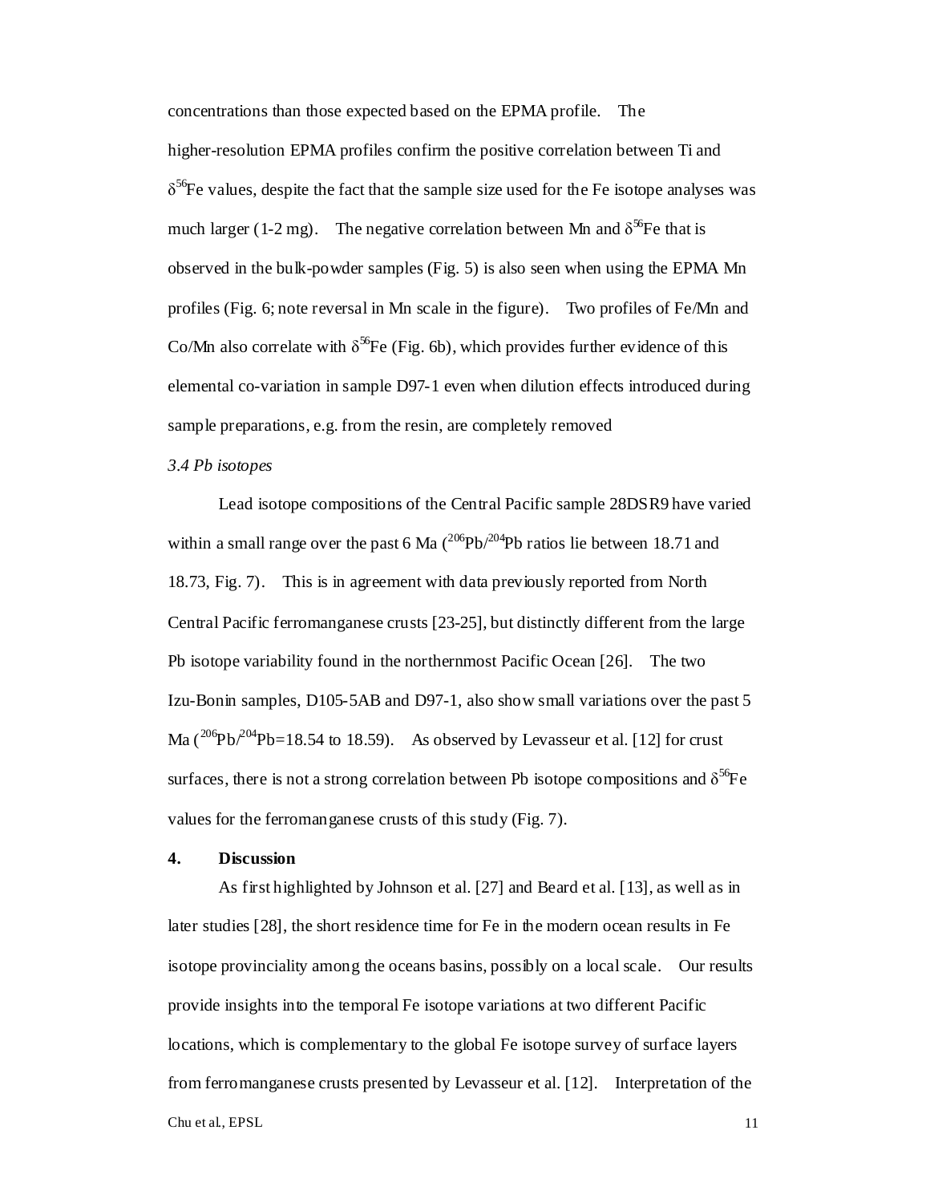concentrations than those expected based on the EPMA profile. The higher-resolution EPMA profiles confirm the positive correlation between Ti and $\delta^{56}$Fe values, despite the fact that the sample size used for the Fe isotope analyses was much larger (1-2 mg). The negative correlation between Mn and $\delta^{56}$Fe that is observed in the bulk-powder samples (Fig. 5) is also seen when using the EPMA Mn profiles (Fig. 6; note reversal in Mn scale in the figure). Two profiles of Fe/Mn and Co/Mn also correlate with $\delta^{56}$Fe (Fig. 6b), which provides further evidence of this elemental co-variation in sample D97-1 even when dilution effects introduced during sample preparations, e.g. from the resin, are completely removed

### *3.4 Pb isotopes*

Lead isotope compositions of the Central Pacific sample 28DSR9 have varied within a small range over the past 6 Ma ($^{206}$Pb/$^{204}$Pb ratios lie between 18.71 and 18.73, Fig. 7). This is in agreement with data previously reported from North Central Pacific ferromanganese crusts [23-25], but distinctly different from the large Pb isotope variability found in the northernmost Pacific Ocean [26]. The two Izu-Bonin samples, D105-5AB and D97-1, also show small variations over the past 5 Ma ($^{206}$Pb/$^{204}$Pb=18.54 to 18.59). As observed by Levasseur et al. [12] for crust surfaces, there is not a strong correlation between Pb isotope compositions and $\delta^{56}$Fe values for the ferromanganese crusts of this study (Fig. 7).

## **4. Discussion**

As first highlighted by Johnson et al. [27] and Beard et al. [13], as well as in later studies [28], the short residence time for Fe in the modern ocean results in Fe isotope provinciality among the oceans basins, possibly on a local scale. Our results provide insights into the temporal Fe isotope variations at two different Pacific locations, which is complementary to the global Fe isotope survey of surface layers from ferromanganese crusts presented by Levasseur et al. [12]. Interpretation of the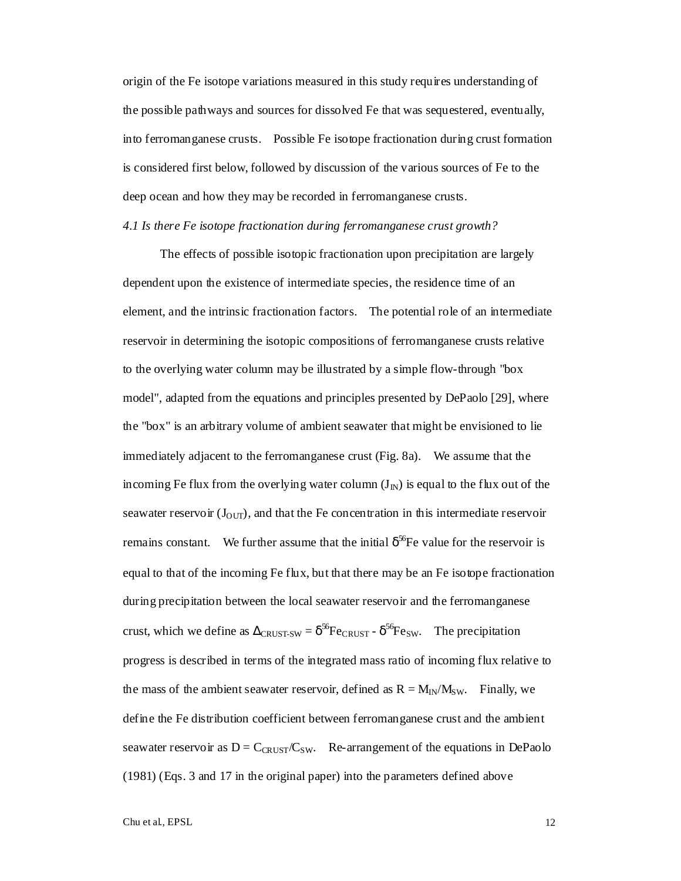origin of the Fe isotope variations measured in this study requires understanding of the possible pathways and sources for dissolved Fe that was sequestered, eventually, into ferromanganese crusts. Possible Fe isotope fractionation during crust formation is considered first below, followed by discussion of the various sources of Fe to the deep ocean and how they may be recorded in ferromanganese crusts.

*4.1 Is there Fe isotope fractionation during ferromanganese crust growth?*

The effects of possible isotopic fractionation upon precipitation are largely dependent upon the existence of intermediate species, the residence time of an element, and the intrinsic fractionation factors. The potential role of an intermediate reservoir in determining the isotopic compositions of ferromanganese crusts relative to the overlying water column may be illustrated by a simple flow-through "box model", adapted from the equations and principles presented by DePaolo [29], where the "box" is an arbitrary volume of ambient seawater that might be envisioned to lie immediately adjacent to the ferromanganese crust (Fig. 8a). We assume that the incoming Fe flux from the overlying water column ($J_{IN}$) is equal to the flux out of the seawater reservoir ($J_{OUT}$), and that the Fe concentration in this intermediate reservoir remains constant. We further assume that the initial $\delta^{56}$Fe value for the reservoir is equal to that of the incoming Fe flux, but that there may be an Fe isotope fractionation during precipitation between the local seawater reservoir and the ferromanganese crust, which we define as $\Delta_{CRUST\text{-}SW} = \delta^{56}Fe_{CRUST} - \delta^{56}Fe_{SW}$. The precipitation progress is described in terms of the integrated mass ratio of incoming flux relative to the mass of the ambient seawater reservoir, defined as $R = M_{IN}/M_{SW}$. Finally, we define the Fe distribution coefficient between ferromanganese crust and the ambient seawater reservoir as $D = C_{CRUST}/C_{SW}$. Re-arrangement of the equations in DePaolo (1981) (Eqs. 3 and 17 in the original paper) into the parameters defined above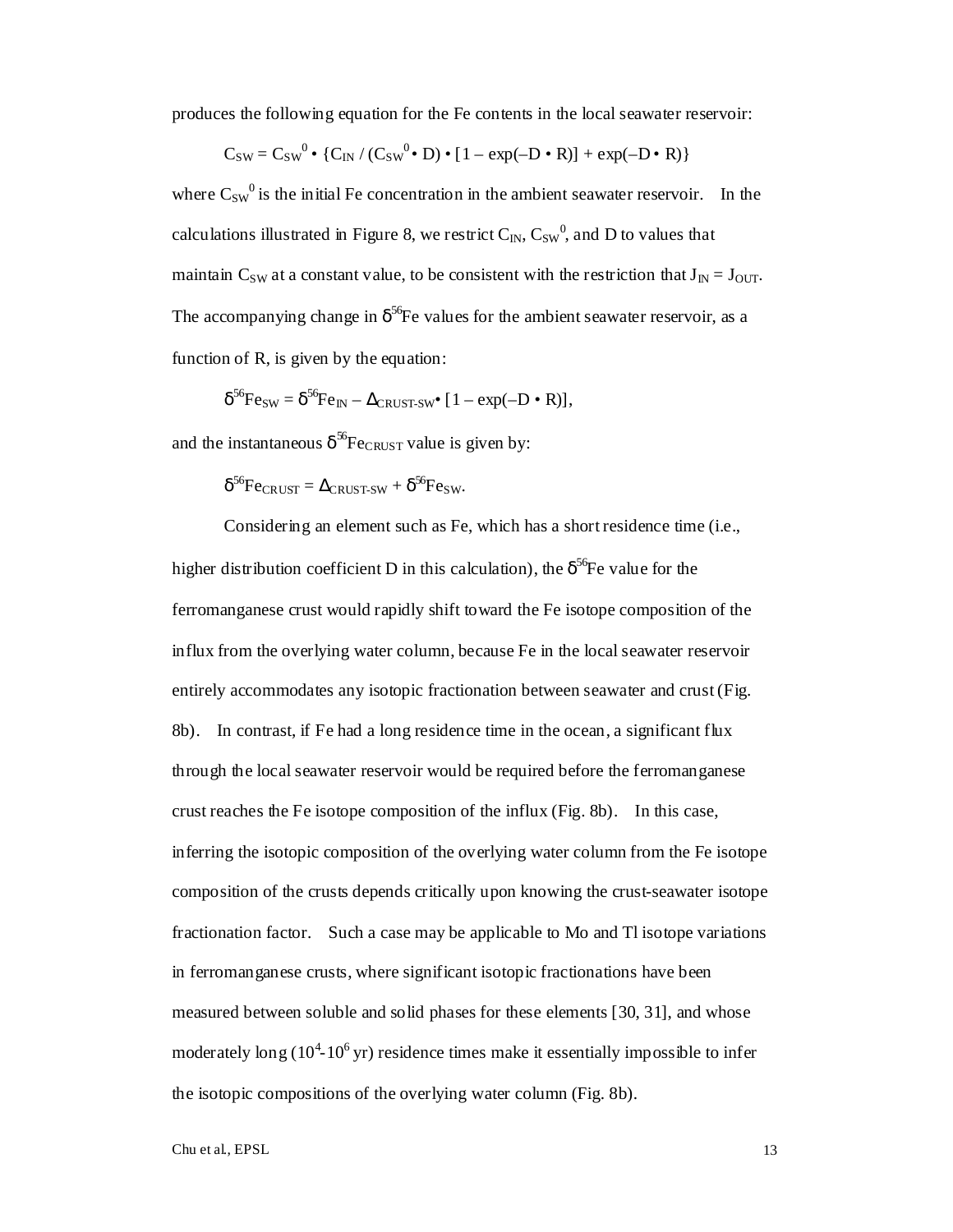produces the following equation for the Fe contents in the local seawater reservoir:

$$C_{SW} = C_{SW}^{0} \bullet \{C_{IN} / (C_{SW}^{0} \bullet D) \bullet [1 - \exp(-D \bullet R)] + \exp(-D \bullet R)\}$$

where $C_{SW}^{0}$ is the initial Fe concentration in the ambient seawater reservoir. In the calculations illustrated in Figure 8, we restrict $C_{IN}$, $C_{SW}^{0}$, and D to values that maintain $C_{SW}$ at a constant value, to be consistent with the restriction that $J_{IN} = J_{OUT}$. The accompanying change in $\delta^{56}$Fe values for the ambient seawater reservoir, as a function of R, is given by the equation:

$$\delta^{56}Fe_{SW} = \delta^{56}Fe_{IN} - \Delta_{CRUST\text{-}SW} \bullet [1 - \exp(-D \bullet R)],$$

and the instantaneous $\delta^{56}Fe_{CRUST}$ value is given by:

$$\delta^{56}Fe_{CRUST} = \Delta_{CRUST\text{-}SW} + \delta^{56}Fe_{SW}.$$

Considering an element such as Fe, which has a short residence time (i.e., higher distribution coefficient D in this calculation), the $\delta^{56}$Fe value for the ferromanganese crust would rapidly shift toward the Fe isotope composition of the influx from the overlying water column, because Fe in the local seawater reservoir entirely accommodates any isotopic fractionation between seawater and crust (Fig. 8b). In contrast, if Fe had a long residence time in the ocean, a significant flux through the local seawater reservoir would be required before the ferromanganese crust reaches the Fe isotope composition of the influx (Fig. 8b). In this case, inferring the isotopic composition of the overlying water column from the Fe isotope composition of the crusts depends critically upon knowing the crust-seawater isotope fractionation factor. Such a case may be applicable to Mo and Tl isotope variations in ferromanganese crusts, where significant isotopic fractionations have been measured between soluble and solid phases for these elements [30, 31], and whose moderately long ($10^{4}$-$10^{6}$ yr) residence times make it essentially impossible to infer the isotopic compositions of the overlying water column (Fig. 8b).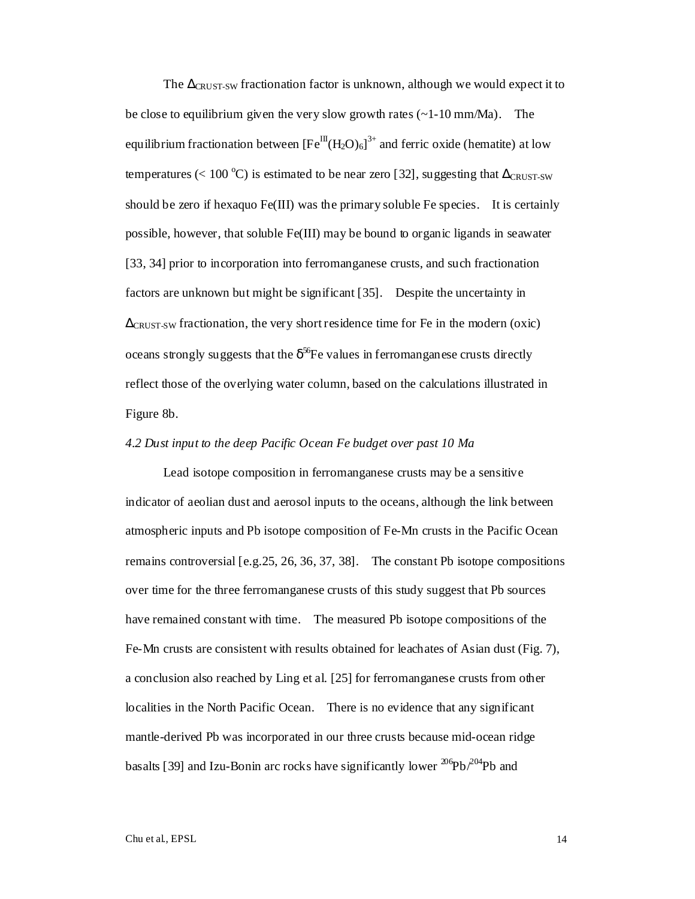The $\Delta_{CRUST-SW}$ fractionation factor is unknown, although we would expect it to be close to equilibrium given the very slow growth rates (~1-10 mm/Ma). The equilibrium fractionation between $[Fe^{III}(H_2O)_6]^{3+}$ and ferric oxide (hematite) at low temperatures (< 100 $^oC$) is estimated to be near zero [32], suggesting that $\Delta_{CRUST-SW}$ should be zero if hexaquo Fe(III) was the primary soluble Fe species. It is certainly possible, however, that soluble Fe(III) may be bound to organic ligands in seawater [33, 34] prior to incorporation into ferromanganese crusts, and such fractionation factors are unknown but might be significant [35]. Despite the uncertainty in $\Delta_{CRUST-SW}$ fractionation, the very short residence time for Fe in the modern (oxic) oceans strongly suggests that the $\delta^{56}$Fe values in ferromanganese crusts directly reflect those of the overlying water column, based on the calculations illustrated in Figure 8b.

*4.2 Dust input to the deep Pacific Ocean Fe budget over past 10 Ma*

Lead isotope composition in ferromanganese crusts may be a sensitive indicator of aeolian dust and aerosol inputs to the oceans, although the link between atmospheric inputs and Pb isotope composition of Fe-Mn crusts in the Pacific Ocean remains controversial [e.g.25, 26, 36, 37, 38]. The constant Pb isotope compositions over time for the three ferromanganese crusts of this study suggest that Pb sources have remained constant with time. The measured Pb isotope compositions of the Fe-Mn crusts are consistent with results obtained for leachates of Asian dust (Fig. 7), a conclusion also reached by Ling et al. [25] for ferromanganese crusts from other localities in the North Pacific Ocean. There is no evidence that any significant mantle-derived Pb was incorporated in our three crusts because mid-ocean ridge basalts [39] and Izu-Bonin arc rocks have significantly lower $^{206}$Pb/$^{204}$Pb and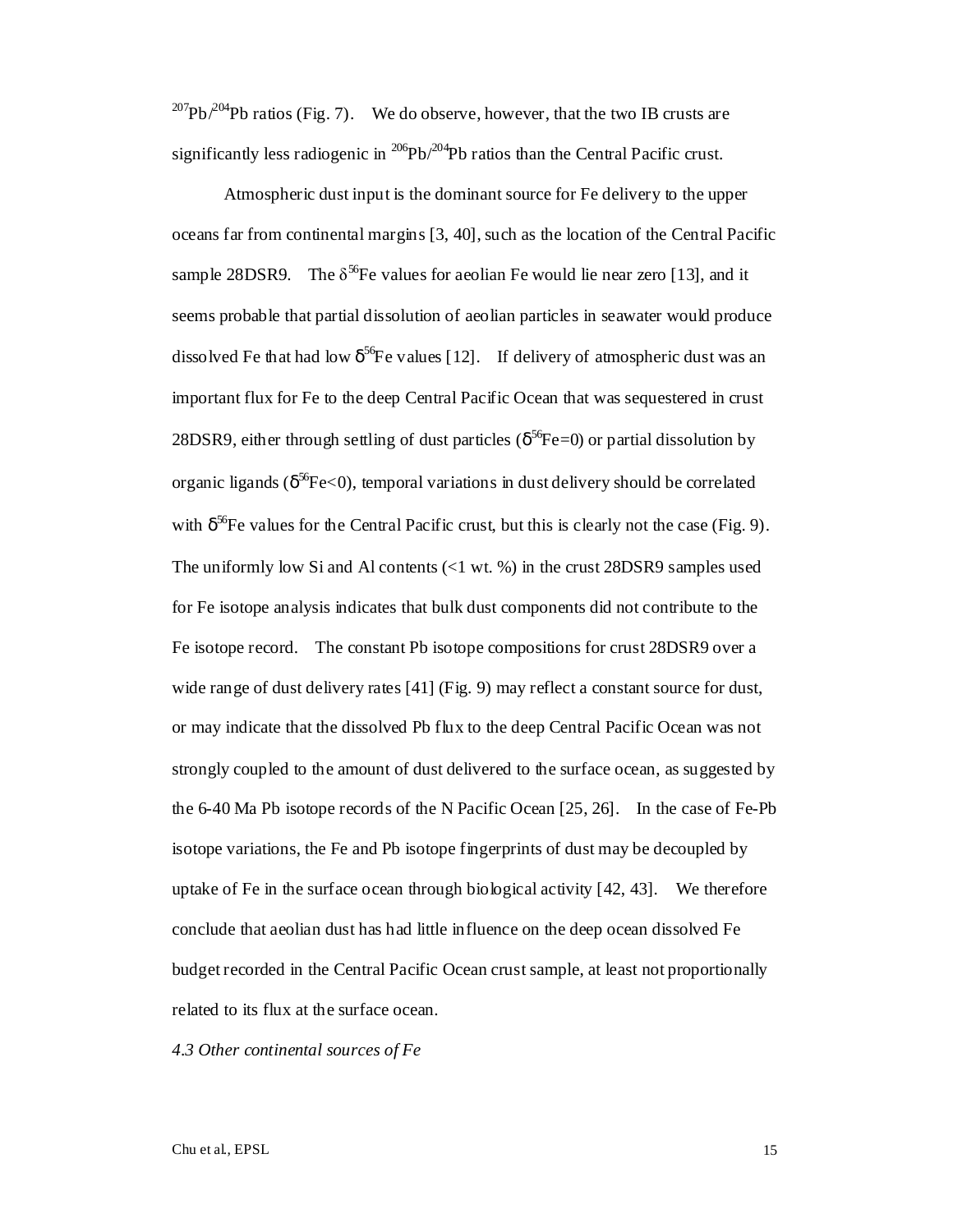$^{207}Pb/^{204}Pb$ ratios (Fig. 7). We do observe, however, that the two IB crusts are significantly less radiogenic in $^{206}Pb/^{204}Pb$ ratios than the Central Pacific crust.

Atmospheric dust input is the dominant source for Fe delivery to the upper oceans far from continental margins [3, 40], such as the location of the Central Pacific sample 28DSR9. The $\delta^{56}Fe$ values for aeolian Fe would lie near zero [13], and it seems probable that partial dissolution of aeolian particles in seawater would produce dissolved Fe that had low $\delta^{56}Fe$ values [12]. If delivery of atmospheric dust was an important flux for Fe to the deep Central Pacific Ocean that was sequestered in crust 28DSR9, either through settling of dust particles ($\delta^{56}Fe=0$) or partial dissolution by organic ligands ($\delta^{56}Fe<0$), temporal variations in dust delivery should be correlated with $\delta^{56}Fe$ values for the Central Pacific crust, but this is clearly not the case (Fig. 9). The uniformly low Si and Al contents (<1 wt. %) in the crust 28DSR9 samples used for Fe isotope analysis indicates that bulk dust components did not contribute to the Fe isotope record. The constant Pb isotope compositions for crust 28DSR9 over a wide range of dust delivery rates [41] (Fig. 9) may reflect a constant source for dust, or may indicate that the dissolved Pb flux to the deep Central Pacific Ocean was not strongly coupled to the amount of dust delivered to the surface ocean, as suggested by the 6-40 Ma Pb isotope records of the N Pacific Ocean [25, 26]. In the case of Fe-Pb isotope variations, the Fe and Pb isotope fingerprints of dust may be decoupled by uptake of Fe in the surface ocean through biological activity [42, 43]. We therefore conclude that aeolian dust has had little influence on the deep ocean dissolved Fe budget recorded in the Central Pacific Ocean crust sample, at least not proportionally related to its flux at the surface ocean.

### *4.3 Other continental sources of Fe*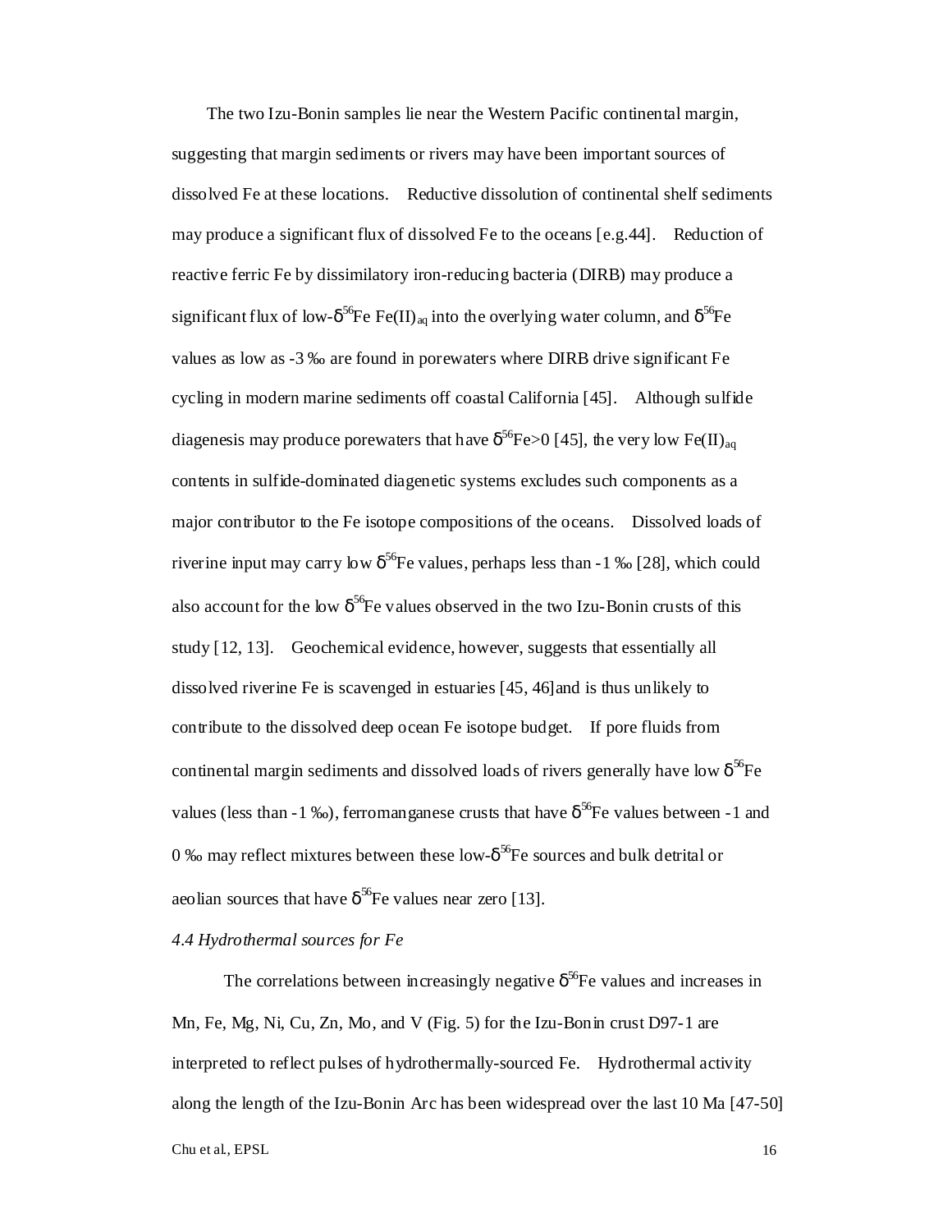The two Izu-Bonin samples lie near the Western Pacific continental margin, suggesting that margin sediments or rivers may have been important sources of dissolved Fe at these locations. Reductive dissolution of continental shelf sediments may produce a significant flux of dissolved Fe to the oceans [e.g.44]. Reduction of reactive ferric Fe by dissimilatory iron-reducing bacteria (DIRB) may produce a significant flux of low-$\delta^{56}$Fe $Fe(II)_{aq}$ into the overlying water column, and $\delta^{56}$Fe values as low as -3 ‰ are found in porewaters where DIRB drive significant Fe cycling in modern marine sediments off coastal California [45]. Although sulfide diagenesis may produce porewaters that have $\delta^{56}Fe>0$ [45], the very low $Fe(II)_{aq}$ contents in sulfide-dominated diagenetic systems excludes such components as a major contributor to the Fe isotope compositions of the oceans. Dissolved loads of riverine input may carry low $\delta^{56}$Fe values, perhaps less than -1 ‰ [28], which could also account for the low $\delta^{56}$Fe values observed in the two Izu-Bonin crusts of this study [12, 13]. Geochemical evidence, however, suggests that essentially all dissolved riverine Fe is scavenged in estuaries [45, 46]and is thus unlikely to contribute to the dissolved deep ocean Fe isotope budget. If pore fluids from continental margin sediments and dissolved loads of rivers generally have low $\delta^{56}$Fe values (less than -1 ‰), ferromanganese crusts that have $\delta^{56}$Fe values between -1 and 0 ‰ may reflect mixtures between these low-$\delta^{56}$Fe sources and bulk detrital or aeolian sources that have $\delta^{56}$Fe values near zero [13].

*4.4 Hydrothermal sources for Fe*

The correlations between increasingly negative $\delta^{56}$Fe values and increases in Mn, Fe, Mg, Ni, Cu, Zn, Mo, and V (Fig. 5) for the Izu-Bonin crust D97-1 are interpreted to reflect pulses of hydrothermally-sourced Fe. Hydrothermal activity along the length of the Izu-Bonin Arc has been widespread over the last 10 Ma [47-50]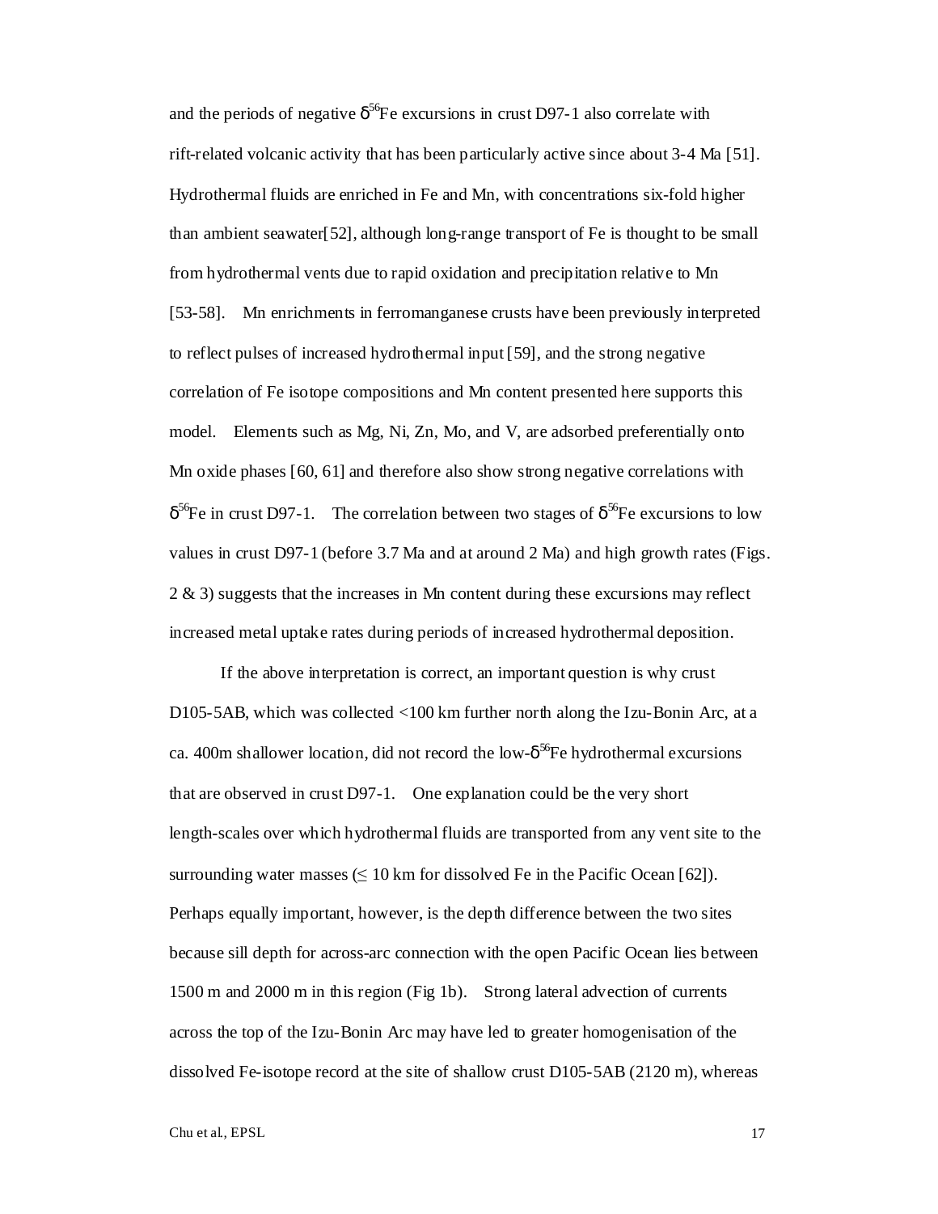and the periods of negative $\delta^{56}$Fe excursions in crust D97-1 also correlate with rift-related volcanic activity that has been particularly active since about 3-4 Ma [51]. Hydrothermal fluids are enriched in Fe and Mn, with concentrations six-fold higher than ambient seawater[52], although long-range transport of Fe is thought to be small from hydrothermal vents due to rapid oxidation and precipitation relative to Mn [53-58]. Mn enrichments in ferromanganese crusts have been previously interpreted to reflect pulses of increased hydrothermal input [59], and the strong negative correlation of Fe isotope compositions and Mn content presented here supports this model. Elements such as Mg, Ni, Zn, Mo, and V, are adsorbed preferentially onto Mn oxide phases [60, 61] and therefore also show strong negative correlations with $\delta^{56}$Fe in crust D97-1. The correlation between two stages of $\delta^{56}$Fe excursions to low values in crust D97-1 (before 3.7 Ma and at around 2 Ma) and high growth rates (Figs. 2 & 3) suggests that the increases in Mn content during these excursions may reflect increased metal uptake rates during periods of increased hydrothermal deposition.

If the above interpretation is correct, an important question is why crust D105-5AB, which was collected <100 km further north along the Izu-Bonin Arc, at a ca. 400m shallower location, did not record the low-$\delta^{56}$Fe hydrothermal excursions that are observed in crust D97-1. One explanation could be the very short length-scales over which hydrothermal fluids are transported from any vent site to the surrounding water masses ($\leq$ 10 km for dissolved Fe in the Pacific Ocean [62]). Perhaps equally important, however, is the depth difference between the two sites because sill depth for across-arc connection with the open Pacific Ocean lies between 1500 m and 2000 m in this region (Fig 1b). Strong lateral advection of currents across the top of the Izu-Bonin Arc may have led to greater homogenisation of the dissolved Fe-isotope record at the site of shallow crust D105-5AB (2120 m), whereas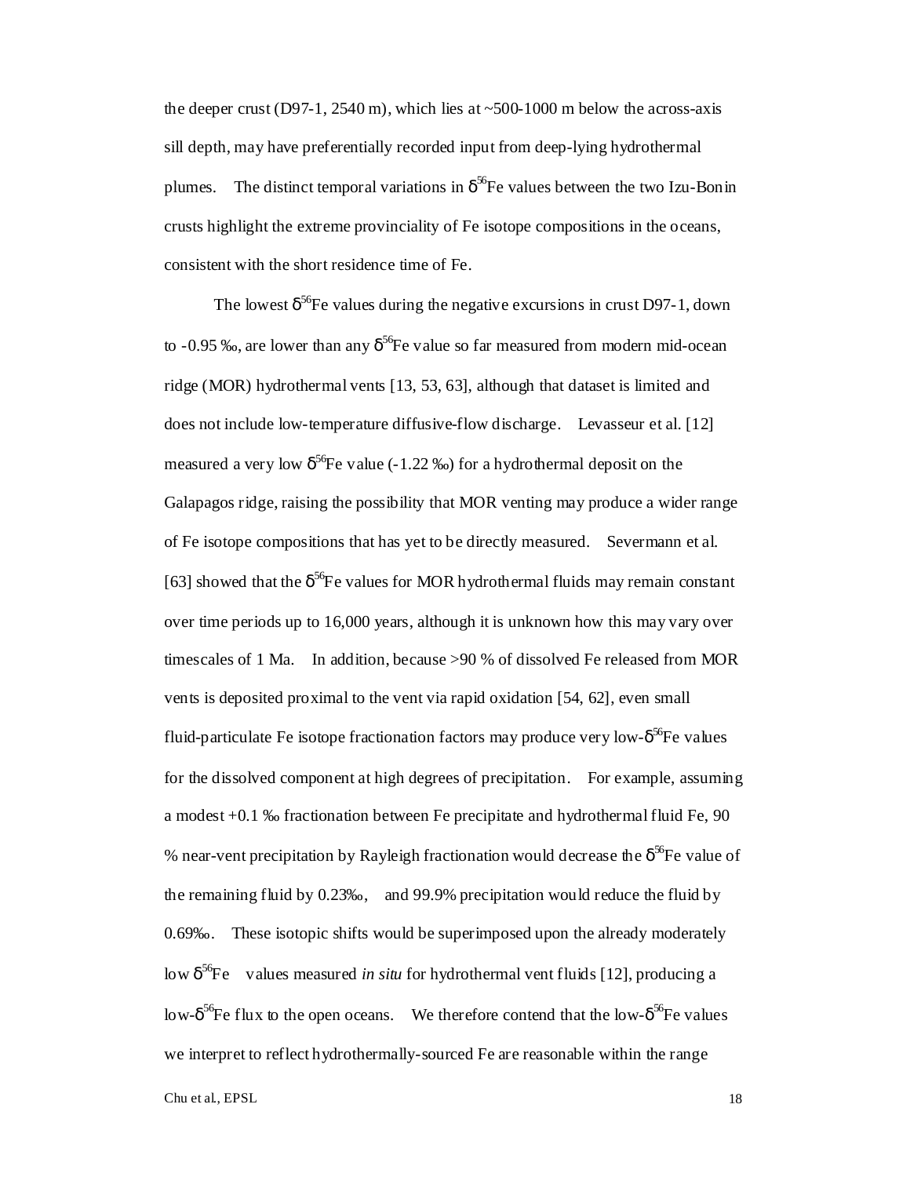the deeper crust (D97-1, 2540 m), which lies at ~500-1000 m below the across-axis sill depth, may have preferentially recorded input from deep-lying hydrothermal plumes. The distinct temporal variations in $\delta^{56}$Fe values between the two Izu-Bonin crusts highlight the extreme provinciality of Fe isotope compositions in the oceans, consistent with the short residence time of Fe.

The lowest $\delta^{56}$Fe values during the negative excursions in crust D97-1, down to -0.95 ‰, are lower than any $\delta^{56}$Fe value so far measured from modern mid-ocean ridge (MOR) hydrothermal vents [13, 53, 63], although that dataset is limited and does not include low-temperature diffusive-flow discharge. Levasseur et al. [12] measured a very low $\delta^{56}$Fe value (-1.22 ‰) for a hydrothermal deposit on the Galapagos ridge, raising the possibility that MOR venting may produce a wider range of Fe isotope compositions that has yet to be directly measured. Severmann et al. [63] showed that the $\delta^{56}$Fe values for MOR hydrothermal fluids may remain constant over time periods up to 16,000 years, although it is unknown how this may vary over timescales of 1 Ma. In addition, because >90 % of dissolved Fe released from MOR vents is deposited proximal to the vent via rapid oxidation [54, 62], even small fluid-particulate Fe isotope fractionation factors may produce very low-$\delta^{56}$Fe values for the dissolved component at high degrees of precipitation. For example, assuming a modest +0.1 ‰ fractionation between Fe precipitate and hydrothermal fluid Fe, 90 % near-vent precipitation by Rayleigh fractionation would decrease the $\delta^{56}$Fe value of the remaining fluid by 0.23‰, and 99.9% precipitation would reduce the fluid by 0.69‰. These isotopic shifts would be superimposed upon the already moderately low $\delta^{56}$Fe values measured *in situ* for hydrothermal vent fluids [12], producing a low-$\delta^{56}$Fe flux to the open oceans. We therefore contend that the low-$\delta^{56}$Fe values we interpret to reflect hydrothermally-sourced Fe are reasonable within the range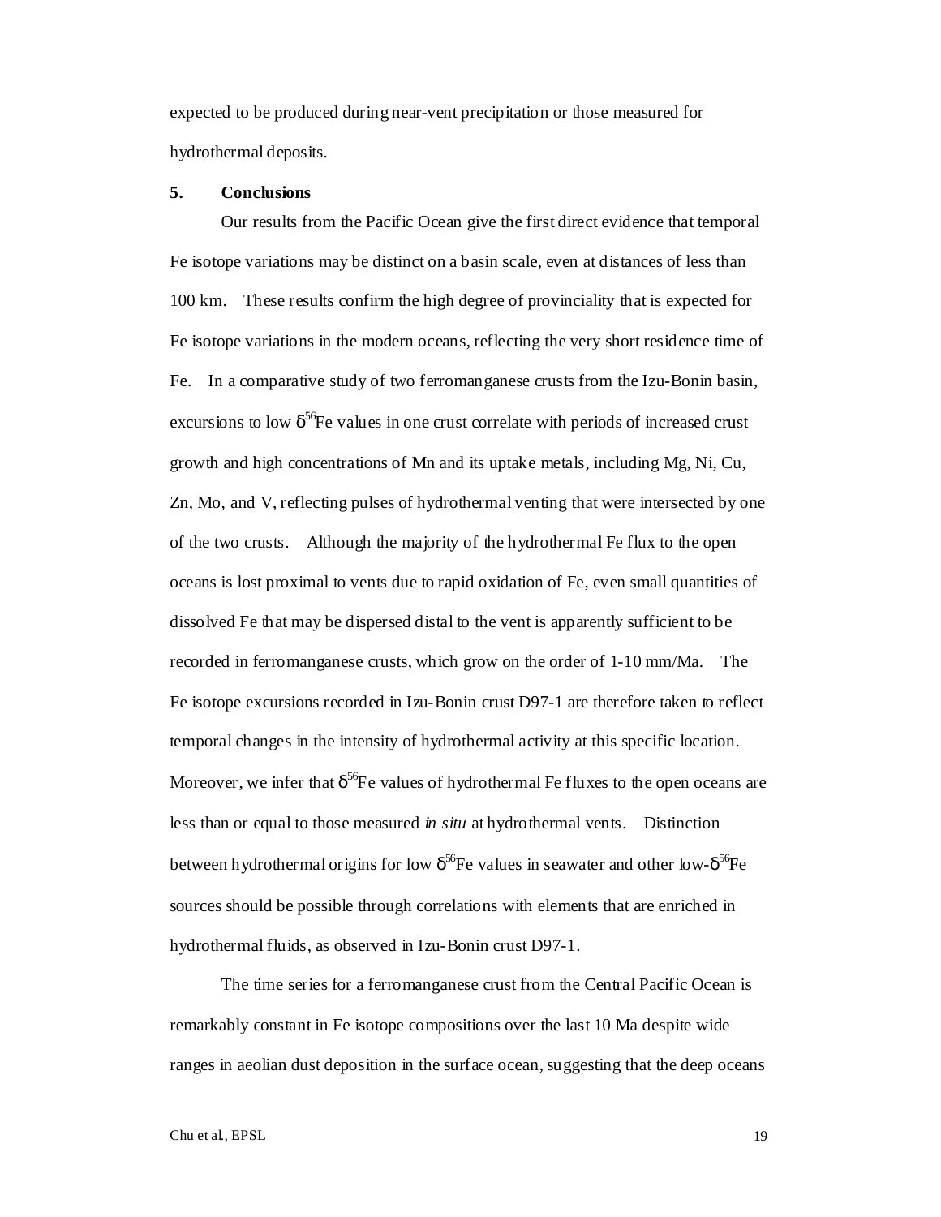expected to be produced during near-vent precipitation or those measured for hydrothermal deposits.

## 5. Conclusions

Our results from the Pacific Ocean give the first direct evidence that temporal Fe isotope variations may be distinct on a basin scale, even at distances of less than 100 km. These results confirm the high degree of provinciality that is expected for Fe isotope variations in the modern oceans, reflecting the very short residence time of Fe. In a comparative study of two ferromanganese crusts from the Izu-Bonin basin, excursions to low $\delta^{56}$Fe values in one crust correlate with periods of increased crust growth and high concentrations of Mn and its uptake metals, including Mg, Ni, Cu, Zn, Mo, and V, reflecting pulses of hydrothermal venting that were intersected by one of the two crusts. Although the majority of the hydrothermal Fe flux to the open oceans is lost proximal to vents due to rapid oxidation of Fe, even small quantities of dissolved Fe that may be dispersed distal to the vent is apparently sufficient to be recorded in ferromanganese crusts, which grow on the order of 1-10 mm/Ma. The Fe isotope excursions recorded in Izu-Bonin crust D97-1 are therefore taken to reflect temporal changes in the intensity of hydrothermal activity at this specific location. Moreover, we infer that $\delta^{56}$Fe values of hydrothermal Fe fluxes to the open oceans are less than or equal to those measured *in situ* at hydrothermal vents. Distinction between hydrothermal origins for low $\delta^{56}$Fe values in seawater and other low-$\delta^{56}$Fe sources should be possible through correlations with elements that are enriched in hydrothermal fluids, as observed in Izu-Bonin crust D97-1.

The time series for a ferromanganese crust from the Central Pacific Ocean is remarkably constant in Fe isotope compositions over the last 10 Ma despite wide ranges in aeolian dust deposition in the surface ocean, suggesting that the deep oceans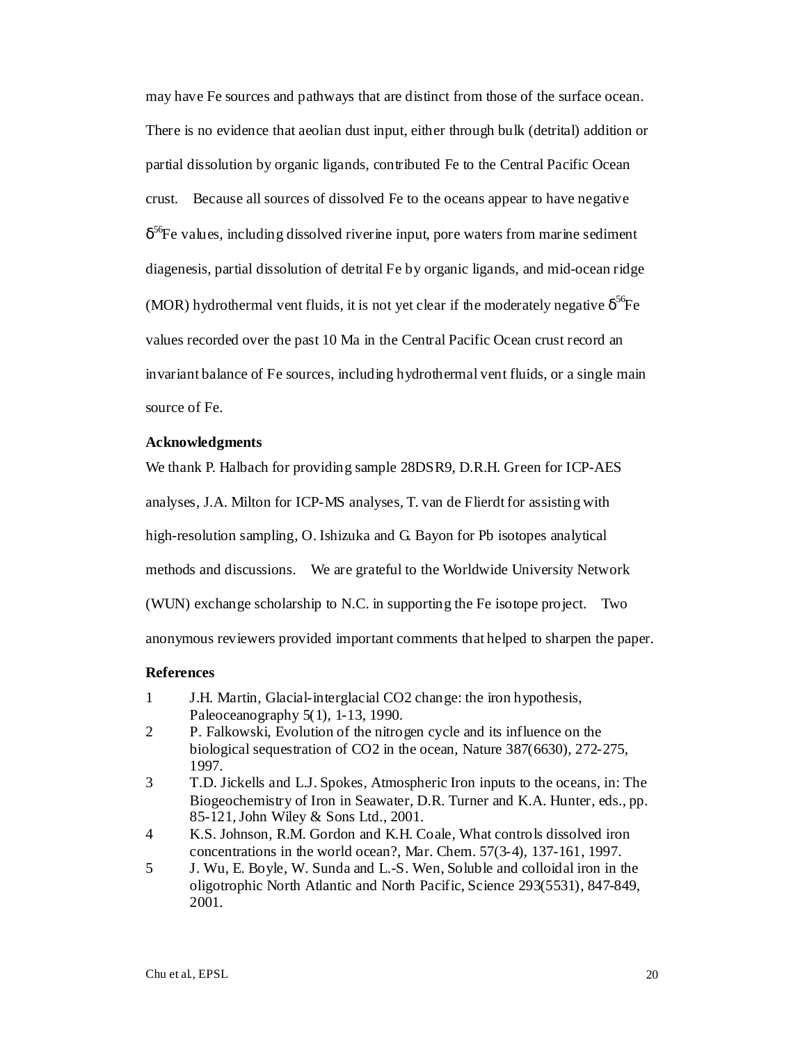may have Fe sources and pathways that are distinct from those of the surface ocean. There is no evidence that aeolian dust input, either through bulk (detrital) addition or partial dissolution by organic ligands, contributed Fe to the Central Pacific Ocean crust. Because all sources of dissolved Fe to the oceans appear to have negative $\delta^{56}$Fe values, including dissolved riverine input, pore waters from marine sediment diagenesis, partial dissolution of detrital Fe by organic ligands, and mid-ocean ridge (MOR) hydrothermal vent fluids, it is not yet clear if the moderately negative $\delta^{56}$Fe values recorded over the past 10 Ma in the Central Pacific Ocean crust record an invariant balance of Fe sources, including hydrothermal vent fluids, or a single main source of Fe.

**Acknowledgments**

We thank P. Halbach for providing sample 28DSR9, D.R.H. Green for ICP-AES analyses, J.A. Milton for ICP-MS analyses, T. van de Flierdt for assisting with high-resolution sampling, O. Ishizuka and G. Bayon for Pb isotopes analytical methods and discussions. We are grateful to the Worldwide University Network (WUN) exchange scholarship to N.C. in supporting the Fe isotope project. Two anonymous reviewers provided important comments that helped to sharpen the paper.

**References**

1 J.H. Martin, Glacial-interglacial CO2 change: the iron hypothesis, Paleoceanography 5(1), 1-13, 1990.

2 P. Falkowski, Evolution of the nitrogen cycle and its influence on the biological sequestration of CO2 in the ocean, Nature 387(6630), 272-275, 1997.

3 T.D. Jickells and L.J. Spokes, Atmospheric Iron inputs to the oceans, in: The Biogeochemistry of Iron in Seawater, D.R. Turner and K.A. Hunter, eds., pp. 85-121, John Wiley & Sons Ltd., 2001.

4 K.S. Johnson, R.M. Gordon and K.H. Coale, What controls dissolved iron concentrations in the world ocean?, Mar. Chem. 57(3-4), 137-161, 1997.

5 J. Wu, E. Boyle, W. Sunda and L.-S. Wen, Soluble and colloidal iron in the oligotrophic North Atlantic and North Pacific, Science 293(5531), 847-849, 2001.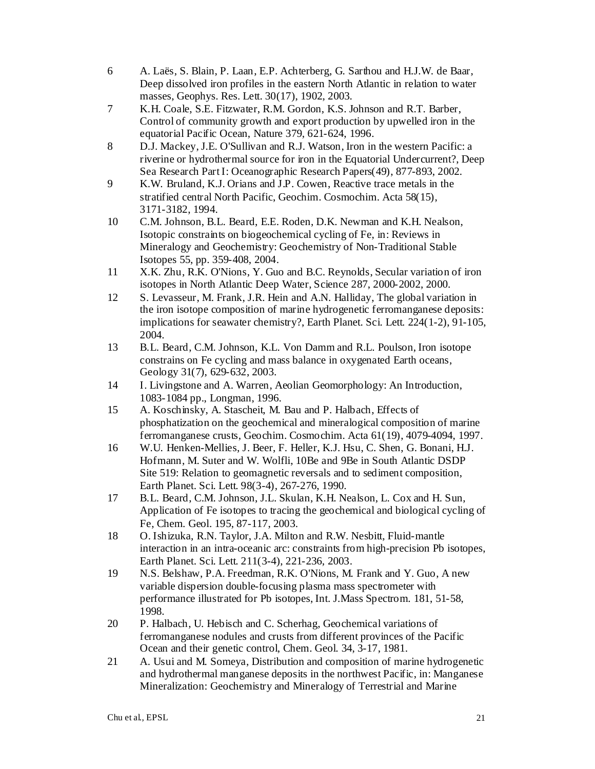6 A. Laës, S. Blain, P. Laan, E.P. Achterberg, G. Sarthou and H.J.W. de Baar, Deep dissolved iron profiles in the eastern North Atlantic in relation to water masses, Geophys. Res. Lett. 30(17), 1902, 2003.

7 K.H. Coale, S.E. Fitzwater, R.M. Gordon, K.S. Johnson and R.T. Barber, Control of community growth and export production by upwelled iron in the equatorial Pacific Ocean, Nature 379, 621-624, 1996.

8 D.J. Mackey, J.E. O'Sullivan and R.J. Watson, Iron in the western Pacific: a riverine or hydrothermal source for iron in the Equatorial Undercurrent?, Deep Sea Research Part I: Oceanographic Research Papers(49), 877-893, 2002.

9 K.W. Bruland, K.J. Orians and J.P. Cowen, Reactive trace metals in the stratified central North Pacific, Geochim. Cosmochim. Acta 58(15), 3171-3182, 1994.

10 C.M. Johnson, B.L. Beard, E.E. Roden, D.K. Newman and K.H. Nealson, Isotopic constraints on biogeochemical cycling of Fe, in: Reviews in Mineralogy and Geochemistry: Geochemistry of Non-Traditional Stable Isotopes 55, pp. 359-408, 2004.

11 X.K. Zhu, R.K. O'Nions, Y. Guo and B.C. Reynolds, Secular variation of iron isotopes in North Atlantic Deep Water, Science 287, 2000-2002, 2000.

12 S. Levasseur, M. Frank, J.R. Hein and A.N. Halliday, The global variation in the iron isotope composition of marine hydrogenetic ferromanganese deposits: implications for seawater chemistry?, Earth Planet. Sci. Lett. 224(1-2), 91-105, 2004.

13 B.L. Beard, C.M. Johnson, K.L. Von Damm and R.L. Poulson, Iron isotope constrains on Fe cycling and mass balance in oxygenated Earth oceans, Geology 31(7), 629-632, 2003.

14 I. Livingstone and A. Warren, Aeolian Geomorphology: An Introduction, 1083-1084 pp., Longman, 1996.

15 A. Koschinsky, A. Stascheit, M. Bau and P. Halbach, Effects of phosphatization on the geochemical and mineralogical composition of marine ferromanganese crusts, Geochim. Cosmochim. Acta 61(19), 4079-4094, 1997.

16 W.U. Henken-Mellies, J. Beer, F. Heller, K.J. Hsu, C. Shen, G. Bonani, H.J. Hofmann, M. Suter and W. Wolfli, 10Be and 9Be in South Atlantic DSDP Site 519: Relation to geomagnetic reversals and to sediment composition, Earth Planet. Sci. Lett. 98(3-4), 267-276, 1990.

17 B.L. Beard, C.M. Johnson, J.L. Skulan, K.H. Nealson, L. Cox and H. Sun, Application of Fe isotopes to tracing the geochemical and biological cycling of Fe, Chem. Geol. 195, 87-117, 2003.

18 O. Ishizuka, R.N. Taylor, J.A. Milton and R.W. Nesbitt, Fluid-mantle interaction in an intra-oceanic arc: constraints from high-precision Pb isotopes, Earth Planet. Sci. Lett. 211(3-4), 221-236, 2003.

19 N.S. Belshaw, P.A. Freedman, R.K. O'Nions, M. Frank and Y. Guo, A new variable dispersion double-focusing plasma mass spectrometer with performance illustrated for Pb isotopes, Int. J.Mass Spectrom. 181, 51-58, 1998.

20 P. Halbach, U. Hebisch and C. Scherhag, Geochemical variations of ferromanganese nodules and crusts from different provinces of the Pacific Ocean and their genetic control, Chem. Geol. 34, 3-17, 1981.

21 A. Usui and M. Someya, Distribution and composition of marine hydrogenetic and hydrothermal manganese deposits in the northwest Pacific, in: Manganese Mineralization: Geochemistry and Mineralogy of Terrestrial and Marine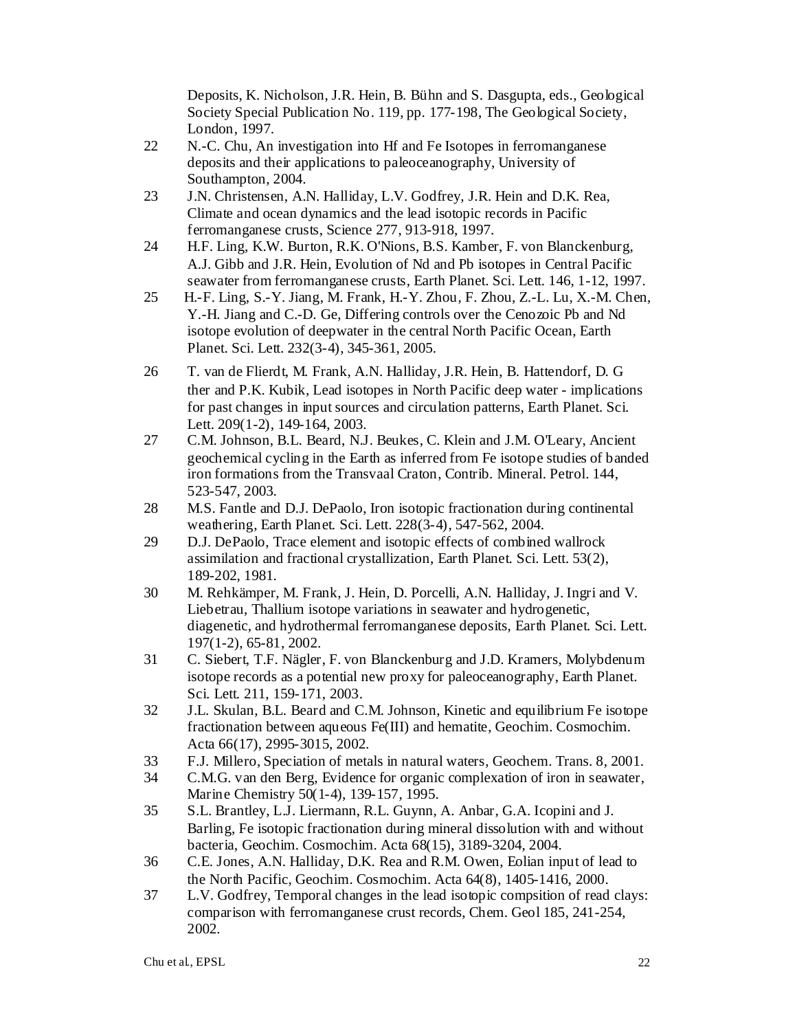Deposits, K. Nicholson, J.R. Hein, B. Bühn and S. Dasgupta, eds., Geological Society Special Publication No. 119, pp. 177-198, The Geological Society, London, 1997.

22 N.-C. Chu, An investigation into Hf and Fe Isotopes in ferromanganese deposits and their applications to paleoceanography, University of Southampton, 2004.

23 J.N. Christensen, A.N. Halliday, L.V. Godfrey, J.R. Hein and D.K. Rea, Climate and ocean dynamics and the lead isotopic records in Pacific ferromanganese crusts, Science 277, 913-918, 1997.

24 H.F. Ling, K.W. Burton, R.K. O'Nions, B.S. Kamber, F. von Blanckenburg, A.J. Gibb and J.R. Hein, Evolution of Nd and Pb isotopes in Central Pacific seawater from ferromanganese crusts, Earth Planet. Sci. Lett. 146, 1-12, 1997.

25 H.-F. Ling, S.-Y. Jiang, M. Frank, H.-Y. Zhou, F. Zhou, Z.-L. Lu, X.-M. Chen, Y.-H. Jiang and C.-D. Ge, Differing controls over the Cenozoic Pb and Nd isotope evolution of deepwater in the central North Pacific Ocean, Earth Planet. Sci. Lett. 232(3-4), 345-361, 2005.

26 T. van de Flierdt, M. Frank, A.N. Halliday, J.R. Hein, B. Hattendorf, D. G ther and P.K. Kubik, Lead isotopes in North Pacific deep water - implications for past changes in input sources and circulation patterns, Earth Planet. Sci. Lett. 209(1-2), 149-164, 2003.

27 C.M. Johnson, B.L. Beard, N.J. Beukes, C. Klein and J.M. O'Leary, Ancient geochemical cycling in the Earth as inferred from Fe isotope studies of banded iron formations from the Transvaal Craton, Contrib. Mineral. Petrol. 144, 523-547, 2003.

28 M.S. Fantle and D.J. DePaolo, Iron isotopic fractionation during continental weathering, Earth Planet. Sci. Lett. 228(3-4), 547-562, 2004.

29 D.J. DePaolo, Trace element and isotopic effects of combined wallrock assimilation and fractional crystallization, Earth Planet. Sci. Lett. 53(2), 189-202, 1981.

30 M. Rehkämper, M. Frank, J. Hein, D. Porcelli, A.N. Halliday, J. Ingri and V. Liebetrau, Thallium isotope variations in seawater and hydrogenetic, diagenetic, and hydrothermal ferromanganese deposits, Earth Planet. Sci. Lett. 197(1-2), 65-81, 2002.

31 C. Siebert, T.F. Nägler, F. von Blanckenburg and J.D. Kramers, Molybdenum isotope records as a potential new proxy for paleoceanography, Earth Planet. Sci. Lett. 211, 159-171, 2003.

32 J.L. Skulan, B.L. Beard and C.M. Johnson, Kinetic and equilibrium Fe isotope fractionation between aqueous Fe(III) and hematite, Geochim. Cosmochim. Acta 66(17), 2995-3015, 2002.

33 F.J. Millero, Speciation of metals in natural waters, Geochem. Trans. 8, 2001.

34 C.M.G. van den Berg, Evidence for organic complexation of iron in seawater, Marine Chemistry 50(1-4), 139-157, 1995.

35 S.L. Brantley, L.J. Liermann, R.L. Guynn, A. Anbar, G.A. Icopini and J. Barling, Fe isotopic fractionation during mineral dissolution with and without bacteria, Geochim. Cosmochim. Acta 68(15), 3189-3204, 2004.

36 C.E. Jones, A.N. Halliday, D.K. Rea and R.M. Owen, Eolian input of lead to the North Pacific, Geochim. Cosmochim. Acta 64(8), 1405-1416, 2000.

37 L.V. Godfrey, Temporal changes in the lead isotopic compsition of read clays: comparison with ferromanganese crust records, Chem. Geol 185, 241-254, 2002.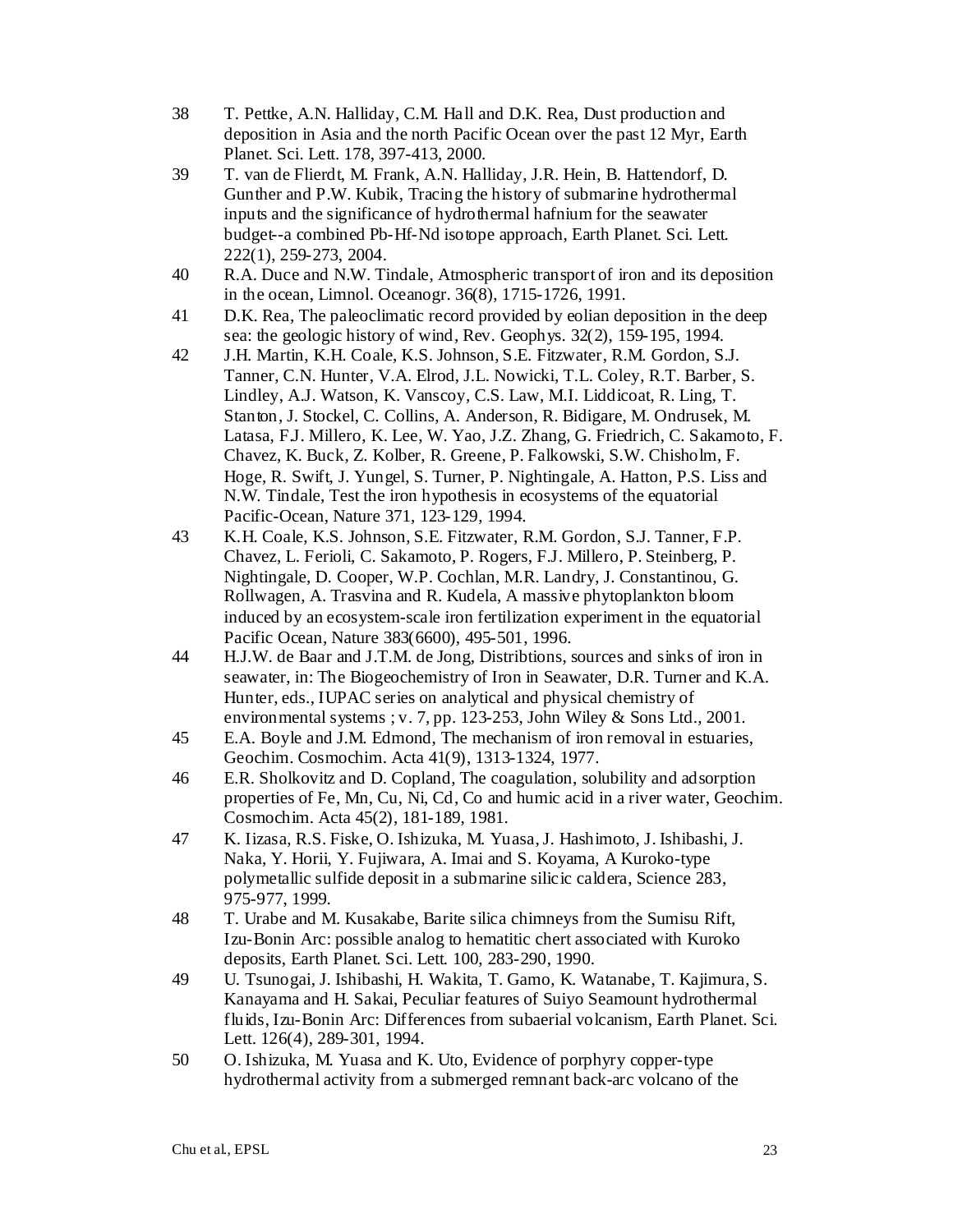38 T. Pettke, A.N. Halliday, C.M. Hall and D.K. Rea, Dust production and deposition in Asia and the north Pacific Ocean over the past 12 Myr, Earth Planet. Sci. Lett. 178, 397-413, 2000.

39 T. van de Flierdt, M. Frank, A.N. Halliday, J.R. Hein, B. Hattendorf, D. Gunther and P.W. Kubik, Tracing the history of submarine hydrothermal inputs and the significance of hydrothermal hafnium for the seawater budget--a combined Pb-Hf-Nd isotope approach, Earth Planet. Sci. Lett. 222(1), 259-273, 2004.

40 R.A. Duce and N.W. Tindale, Atmospheric transport of iron and its deposition in the ocean, Limnol. Oceanogr. 36(8), 1715-1726, 1991.

41 D.K. Rea, The paleoclimatic record provided by eolian deposition in the deep sea: the geologic history of wind, Rev. Geophys. 32(2), 159-195, 1994.

42 J.H. Martin, K.H. Coale, K.S. Johnson, S.E. Fitzwater, R.M. Gordon, S.J. Tanner, C.N. Hunter, V.A. Elrod, J.L. Nowicki, T.L. Coley, R.T. Barber, S. Lindley, A.J. Watson, K. Vanscoy, C.S. Law, M.I. Liddicoat, R. Ling, T. Stanton, J. Stockel, C. Collins, A. Anderson, R. Bidigare, M. Ondrusek, M. Latasa, F.J. Millero, K. Lee, W. Yao, J.Z. Zhang, G. Friedrich, C. Sakamoto, F. Chavez, K. Buck, Z. Kolber, R. Greene, P. Falkowski, S.W. Chisholm, F. Hoge, R. Swift, J. Yungel, S. Turner, P. Nightingale, A. Hatton, P.S. Liss and N.W. Tindale, Test the iron hypothesis in ecosystems of the equatorial Pacific-Ocean, Nature 371, 123-129, 1994.

43 K.H. Coale, K.S. Johnson, S.E. Fitzwater, R.M. Gordon, S.J. Tanner, F.P. Chavez, L. Ferioli, C. Sakamoto, P. Rogers, F.J. Millero, P. Steinberg, P. Nightingale, D. Cooper, W.P. Cochlan, M.R. Landry, J. Constantinou, G. Rollwagen, A. Trasvina and R. Kudela, A massive phytoplankton bloom induced by an ecosystem-scale iron fertilization experiment in the equatorial Pacific Ocean, Nature 383(6600), 495-501, 1996.

44 H.J.W. de Baar and J.T.M. de Jong, Distribtions, sources and sinks of iron in seawater, in: The Biogeochemistry of Iron in Seawater, D.R. Turner and K.A. Hunter, eds., IUPAC series on analytical and physical chemistry of environmental systems ; v. 7, pp. 123-253, John Wiley & Sons Ltd., 2001.

45 E.A. Boyle and J.M. Edmond, The mechanism of iron removal in estuaries, Geochim. Cosmochim. Acta 41(9), 1313-1324, 1977.

46 E.R. Sholkovitz and D. Copland, The coagulation, solubility and adsorption properties of Fe, Mn, Cu, Ni, Cd, Co and humic acid in a river water, Geochim. Cosmochim. Acta 45(2), 181-189, 1981.

47 K. Iizasa, R.S. Fiske, O. Ishizuka, M. Yuasa, J. Hashimoto, J. Ishibashi, J. Naka, Y. Horii, Y. Fujiwara, A. Imai and S. Koyama, A Kuroko-type polymetallic sulfide deposit in a submarine silicic caldera, Science 283, 975-977, 1999.

48 T. Urabe and M. Kusakabe, Barite silica chimneys from the Sumisu Rift, Izu-Bonin Arc: possible analog to hematitic chert associated with Kuroko deposits, Earth Planet. Sci. Lett. 100, 283-290, 1990.

49 U. Tsunogai, J. Ishibashi, H. Wakita, T. Gamo, K. Watanabe, T. Kajimura, S. Kanayama and H. Sakai, Peculiar features of Suiyo Seamount hydrothermal fluids, Izu-Bonin Arc: Differences from subaerial volcanism, Earth Planet. Sci. Lett. 126(4), 289-301, 1994.

50 O. Ishizuka, M. Yuasa and K. Uto, Evidence of porphyry copper-type hydrothermal activity from a submerged remnant back-arc volcano of the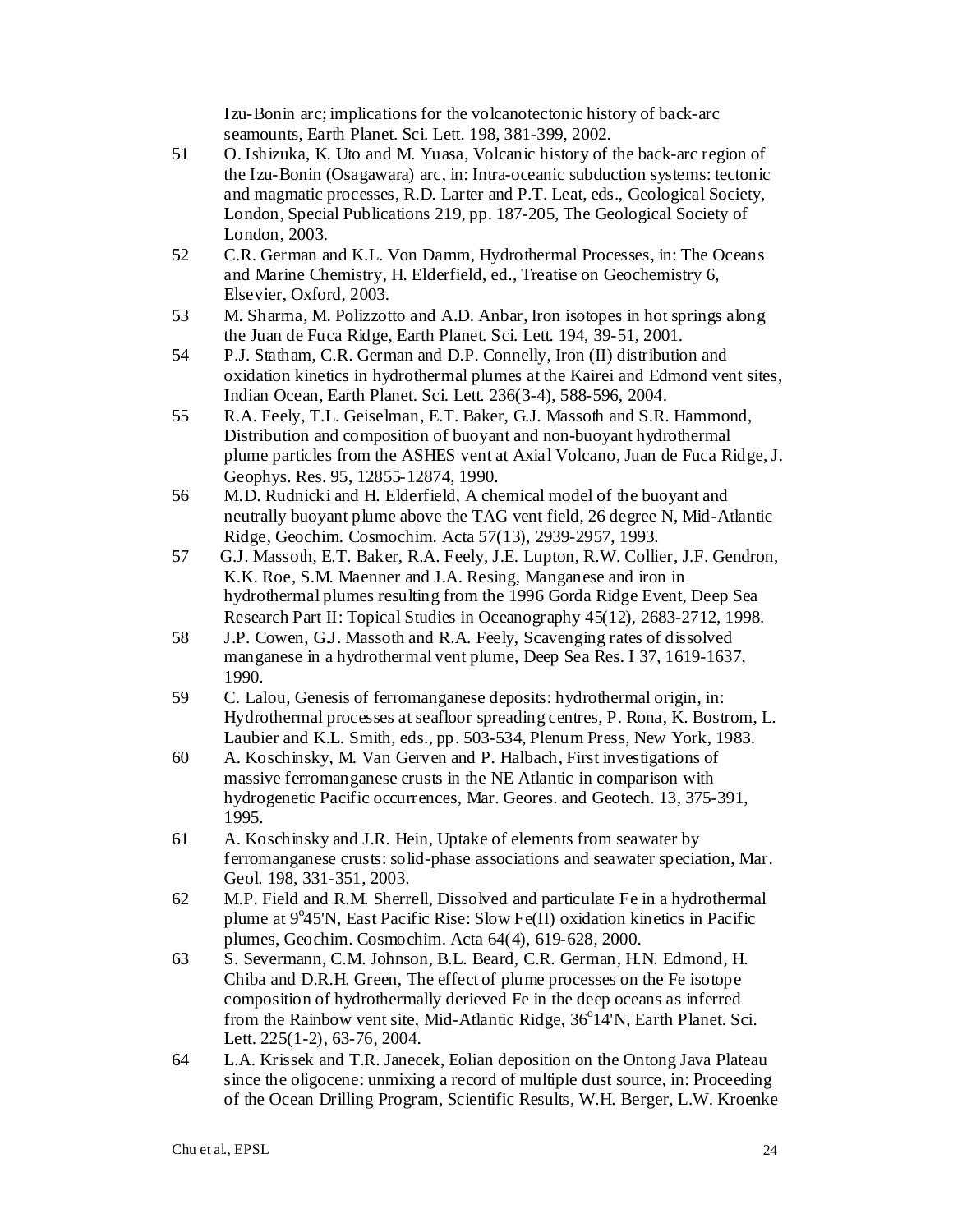Izu-Bonin arc; implications for the volcanotectonic history of back-arc seamounts, Earth Planet. Sci. Lett. 198, 381-399, 2002.

51 O. Ishizuka, K. Uto and M. Yuasa, Volcanic history of the back-arc region of the Izu-Bonin (Osagawara) arc, in: Intra-oceanic subduction systems: tectonic and magmatic processes, R.D. Larter and P.T. Leat, eds., Geological Society, London, Special Publications 219, pp. 187-205, The Geological Society of London, 2003.

52 C.R. German and K.L. Von Damm, Hydrothermal Processes, in: The Oceans and Marine Chemistry, H. Elderfield, ed., Treatise on Geochemistry 6, Elsevier, Oxford, 2003.

53 M. Sharma, M. Polizzotto and A.D. Anbar, Iron isotopes in hot springs along the Juan de Fuca Ridge, Earth Planet. Sci. Lett. 194, 39-51, 2001.

54 P.J. Statham, C.R. German and D.P. Connelly, Iron (II) distribution and oxidation kinetics in hydrothermal plumes at the Kairei and Edmond vent sites, Indian Ocean, Earth Planet. Sci. Lett. 236(3-4), 588-596, 2004.

55 R.A. Feely, T.L. Geiselman, E.T. Baker, G.J. Massoth and S.R. Hammond, Distribution and composition of buoyant and non-buoyant hydrothermal plume particles from the ASHES vent at Axial Volcano, Juan de Fuca Ridge, J. Geophys. Res. 95, 12855-12874, 1990.

56 M.D. Rudnicki and H. Elderfield, A chemical model of the buoyant and neutrally buoyant plume above the TAG vent field, 26 degree N, Mid-Atlantic Ridge, Geochim. Cosmochim. Acta 57(13), 2939-2957, 1993.

57 G.J. Massoth, E.T. Baker, R.A. Feely, J.E. Lupton, R.W. Collier, J.F. Gendron, K.K. Roe, S.M. Maenner and J.A. Resing, Manganese and iron in hydrothermal plumes resulting from the 1996 Gorda Ridge Event, Deep Sea Research Part II: Topical Studies in Oceanography 45(12), 2683-2712, 1998.

58 J.P. Cowen, G.J. Massoth and R.A. Feely, Scavenging rates of dissolved manganese in a hydrothermal vent plume, Deep Sea Res. I 37, 1619-1637, 1990.

59 C. Lalou, Genesis of ferromanganese deposits: hydrothermal origin, in: Hydrothermal processes at seafloor spreading centres, P. Rona, K. Bostrom, L. Laubier and K.L. Smith, eds., pp. 503-534, Plenum Press, New York, 1983.

60 A. Koschinsky, M. Van Gerven and P. Halbach, First investigations of massive ferromanganese crusts in the NE Atlantic in comparison with hydrogenetic Pacific occurrences, Mar. Geores. and Geotech. 13, 375-391, 1995.

61 A. Koschinsky and J.R. Hein, Uptake of elements from seawater by ferromanganese crusts: solid-phase associations and seawater speciation, Mar. Geol. 198, 331-351, 2003.

62 M.P. Field and R.M. Sherrell, Dissolved and particulate Fe in a hydrothermal plume at 9°45'N, East Pacific Rise: Slow Fe(II) oxidation kinetics in Pacific plumes, Geochim. Cosmochim. Acta 64(4), 619-628, 2000.

63 S. Severmann, C.M. Johnson, B.L. Beard, C.R. German, H.N. Edmond, H. Chiba and D.R.H. Green, The effect of plume processes on the Fe isotope composition of hydrothermally derieved Fe in the deep oceans as inferred from the Rainbow vent site, Mid-Atlantic Ridge, 36°14'N, Earth Planet. Sci. Lett. 225(1-2), 63-76, 2004.

64 L.A. Krissek and T.R. Janecek, Eolian deposition on the Ontong Java Plateau since the oligocene: unmixing a record of multiple dust source, in: Proceeding of the Ocean Drilling Program, Scientific Results, W.H. Berger, L.W. Kroenke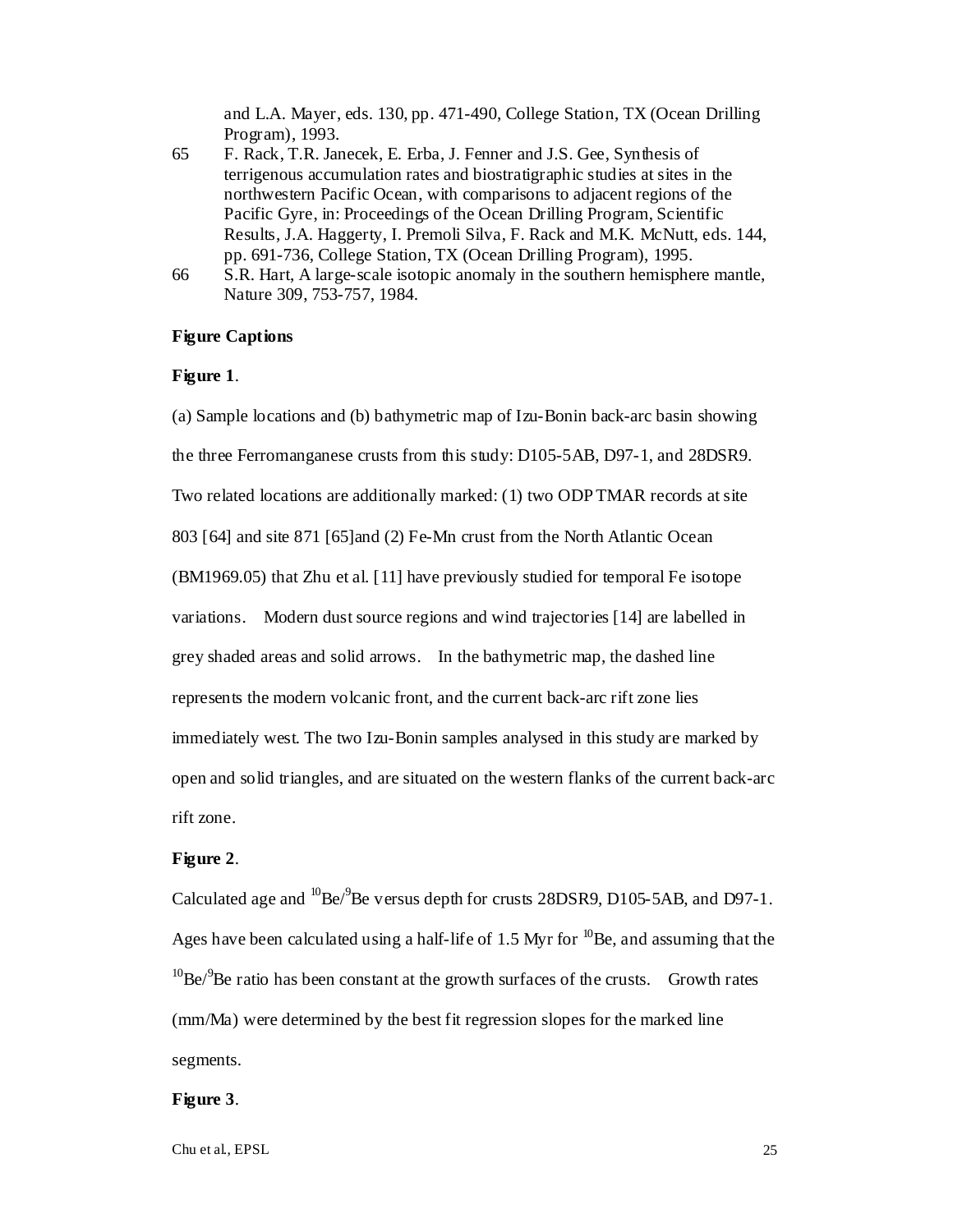and L.A. Mayer, eds. 130, pp. 471-490, College Station, TX (Ocean Drilling Program), 1993.

65 F. Rack, T.R. Janecek, E. Erba, J. Fenner and J.S. Gee, Synthesis of terrigenous accumulation rates and biostratigraphic studies at sites in the northwestern Pacific Ocean, with comparisons to adjacent regions of the Pacific Gyre, in: Proceedings of the Ocean Drilling Program, Scientific Results, J.A. Haggerty, I. Premoli Silva, F. Rack and M.K. McNutt, eds. 144, pp. 691-736, College Station, TX (Ocean Drilling Program), 1995.

66 S.R. Hart, A large-scale isotopic anomaly in the southern hemisphere mantle, Nature 309, 753-757, 1984.

**Figure Captions**

**Figure 1**.

(a) Sample locations and (b) bathymetric map of Izu-Bonin back-arc basin showing the three Ferromanganese crusts from this study: D105-5AB, D97-1, and 28DSR9. Two related locations are additionally marked: (1) two ODP TMAR records at site 803 [64] and site 871 [65]and (2) Fe-Mn crust from the North Atlantic Ocean (BM1969.05) that Zhu et al. [11] have previously studied for temporal Fe isotope variations. Modern dust source regions and wind trajectories [14] are labelled in grey shaded areas and solid arrows. In the bathymetric map, the dashed line represents the modern volcanic front, and the current back-arc rift zone lies immediately west. The two Izu-Bonin samples analysed in this study are marked by open and solid triangles, and are situated on the western flanks of the current back-arc rift zone.

**Figure 2**.

Calculated age and $^{10}Be/^{9}Be$ versus depth for crusts 28DSR9, D105-5AB, and D97-1. Ages have been calculated using a half-life of 1.5 Myr for $^{10}Be$, and assuming that the $^{10}Be/^{9}Be$ ratio has been constant at the growth surfaces of the crusts. Growth rates (mm/Ma) were determined by the best fit regression slopes for the marked line segments.

**Figure 3**.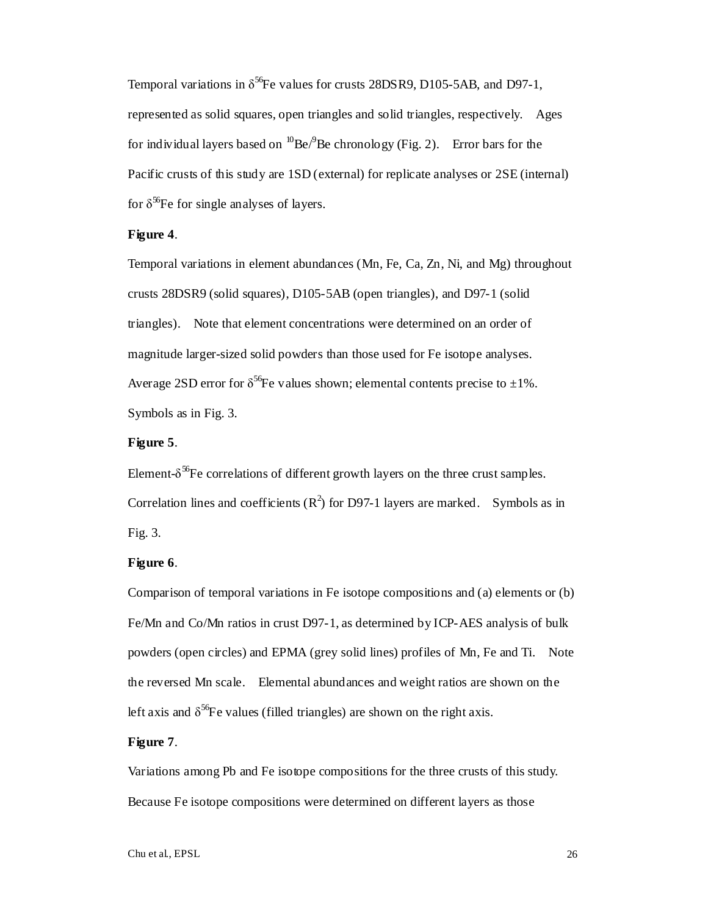Temporal variations in $\delta^{56}$Fe values for crusts 28DSR9, D105-5AB, and D97-1, represented as solid squares, open triangles and solid triangles, respectively. Ages for individual layers based on $^{10}$Be/$^{9}$Be chronology (Fig. 2). Error bars for the Pacific crusts of this study are 1SD (external) for replicate analyses or 2SE (internal) for $\delta^{56}$Fe for single analyses of layers.

**Figure 4**.

Temporal variations in element abundances (Mn, Fe, Ca, Zn, Ni, and Mg) throughout crusts 28DSR9 (solid squares), D105-5AB (open triangles), and D97-1 (solid triangles). Note that element concentrations were determined on an order of magnitude larger-sized solid powders than those used for Fe isotope analyses. Average 2SD error for $\delta^{56}$Fe values shown; elemental contents precise to ±1%. Symbols as in Fig. 3.

**Figure 5**.

Element-$\delta^{56}$Fe correlations of different growth layers on the three crust samples. Correlation lines and coefficients ($R^2$) for D97-1 layers are marked. Symbols as in Fig. 3.

**Figure 6**.

Comparison of temporal variations in Fe isotope compositions and (a) elements or (b) Fe/Mn and Co/Mn ratios in crust D97-1, as determined by ICP-AES analysis of bulk powders (open circles) and EPMA (grey solid lines) profiles of Mn, Fe and Ti. Note the reversed Mn scale. Elemental abundances and weight ratios are shown on the left axis and $\delta^{56}$Fe values (filled triangles) are shown on the right axis.

**Figure 7**.

Variations among Pb and Fe isotope compositions for the three crusts of this study. Because Fe isotope compositions were determined on different layers as those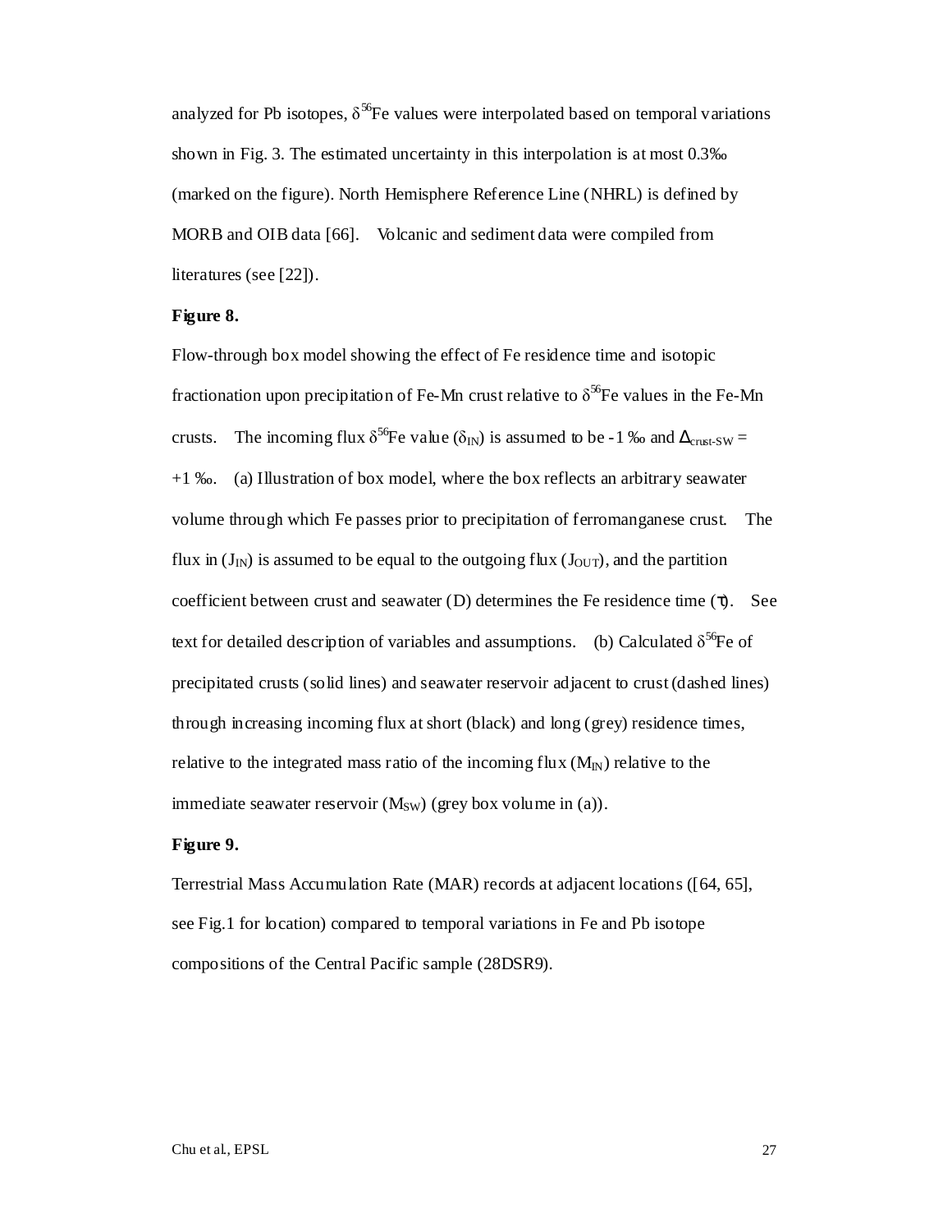analyzed for Pb isotopes, $\delta^{56}$Fe values were interpolated based on temporal variations shown in Fig. 3. The estimated uncertainty in this interpolation is at most 0.3‰ (marked on the figure). North Hemisphere Reference Line (NHRL) is defined by MORB and OIB data [66]. Volcanic and sediment data were compiled from literatures (see [22]).

**Figure 8.**

Flow-through box model showing the effect of Fe residence time and isotopic fractionation upon precipitation of Fe-Mn crust relative to $\delta^{56}$Fe values in the Fe-Mn crusts. The incoming flux $\delta^{56}$Fe value ($\delta_{IN}$) is assumed to be -1 ‰ and $\Delta_{crust\text{-}SW}$ = +1 ‰. (a) Illustration of box model, where the box reflects an arbitrary seawater volume through which Fe passes prior to precipitation of ferromanganese crust. The flux in ($J_{IN}$) is assumed to be equal to the outgoing flux ($J_{OUT}$), and the partition coefficient between crust and seawater (D) determines the Fe residence time ($\tau$). See text for detailed description of variables and assumptions. (b) Calculated $\delta^{56}$Fe of precipitated crusts (solid lines) and seawater reservoir adjacent to crust (dashed lines) through increasing incoming flux at short (black) and long (grey) residence times, relative to the integrated mass ratio of the incoming flux ($M_{IN}$) relative to the immediate seawater reservoir ($M_{SW}$) (grey box volume in (a)).

**Figure 9.**

Terrestrial Mass Accumulation Rate (MAR) records at adjacent locations ([64, 65], see Fig.1 for location) compared to temporal variations in Fe and Pb isotope compositions of the Central Pacific sample (28DSR9).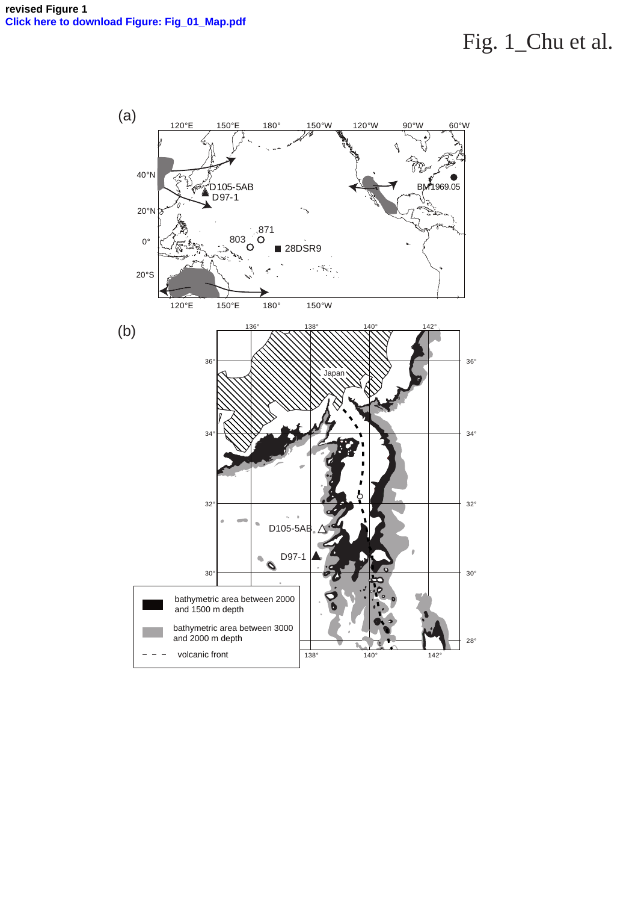revised Figure 1
Click here to download Figure: Fig_01_Map.pdf

Fig. 1_Chu et al.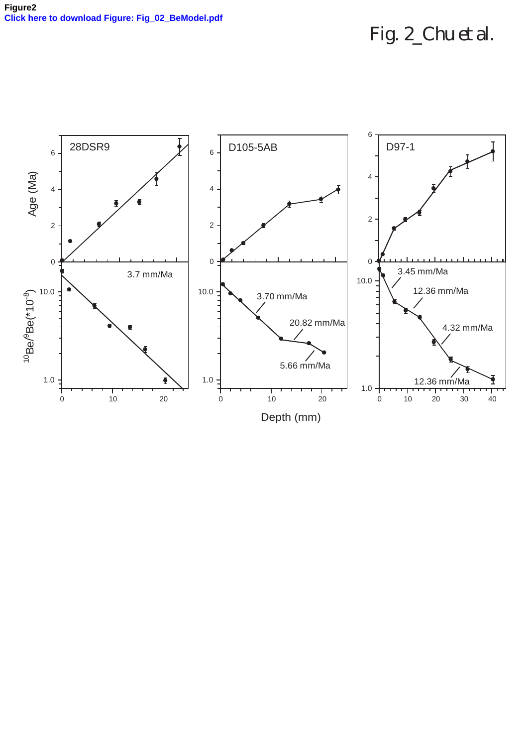**Figure2**

**Click here to download Figure: Fig_02_BeModel.pdf**

Fig. 2_Chu et al.

28DSR9

D105-5AB

D97-1

Age (Ma)

$^{10}Be/^{9}Be(*10^{-8})$

3.7 mm/Ma

3.70 mm/Ma

20.82 mm/Ma

5.66 mm/Ma

3.45 mm/Ma

12.36 mm/Ma

4.32 mm/Ma

12.36 mm/Ma

Depth (mm)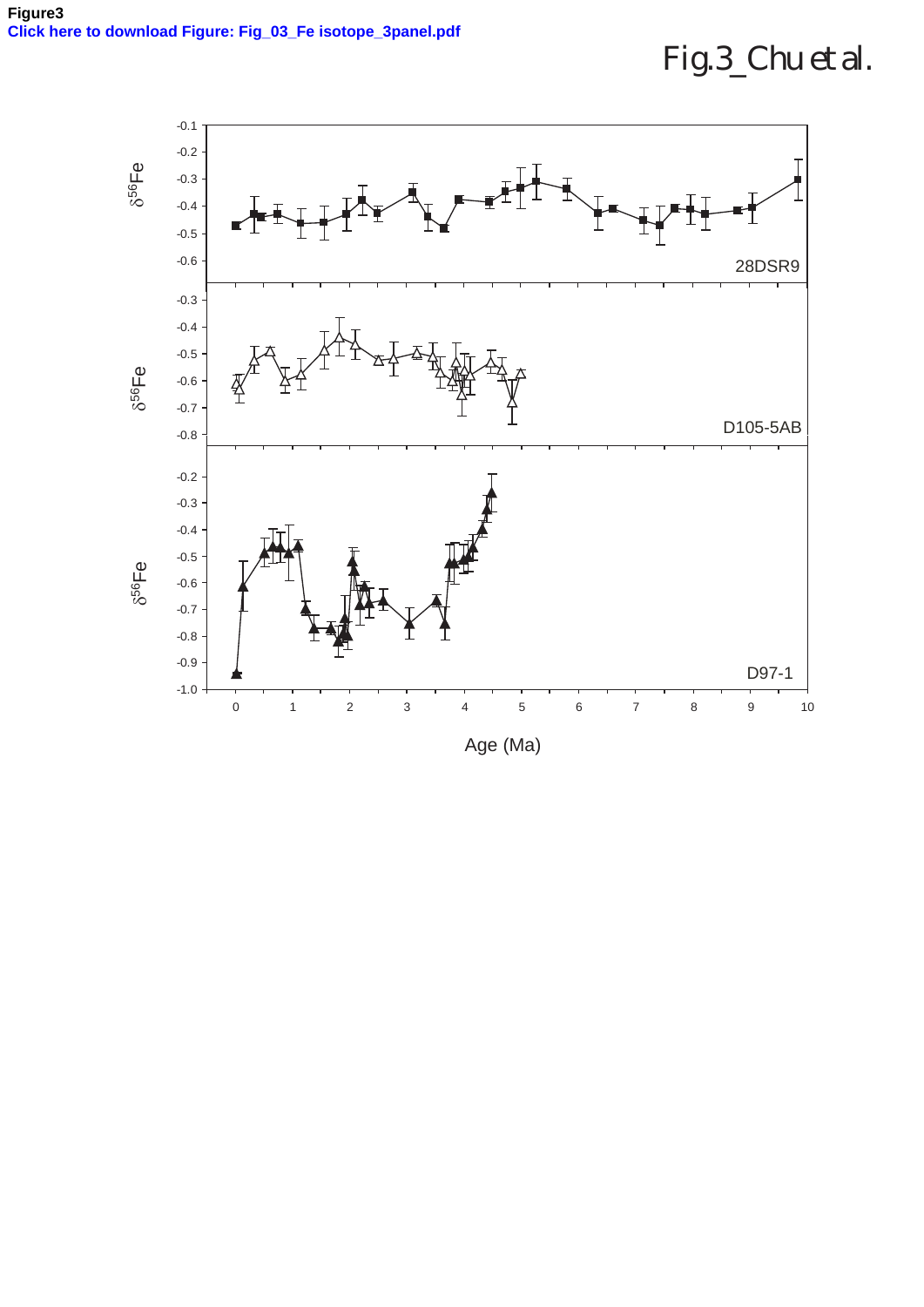**Figure3**

**Click here to download Figure: Fig_03_Fe isotope_3panel.pdf**

Fig.3_Chu et al.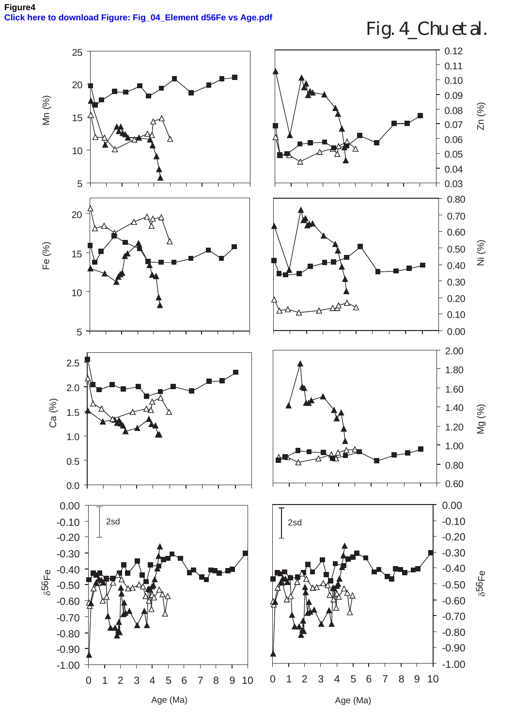**Figure4**

**Click here to download Figure: Fig_04_Element d56Fe vs Age.pdf**

Fig. 4_Chu et al.

Mn (%)

Zn (%)

Fe (%)

Ni (%)

Ca (%)

Mg (%)

$\delta^{56}$Fe

2sd

Age (Ma)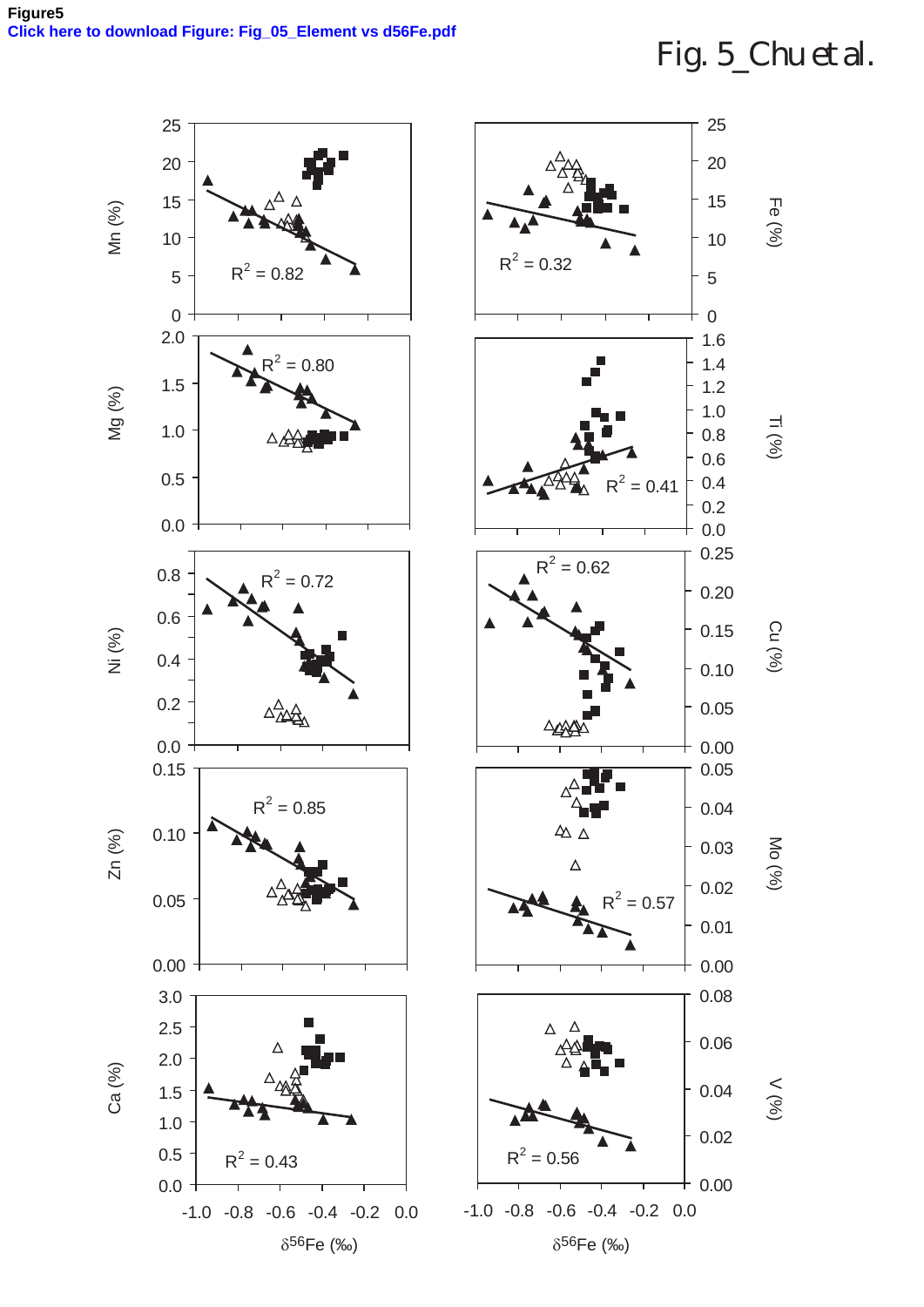Figure5

Click here to download Figure: Fig_05_Element vs d56Fe.pdf

Fig. 5_Chu et al.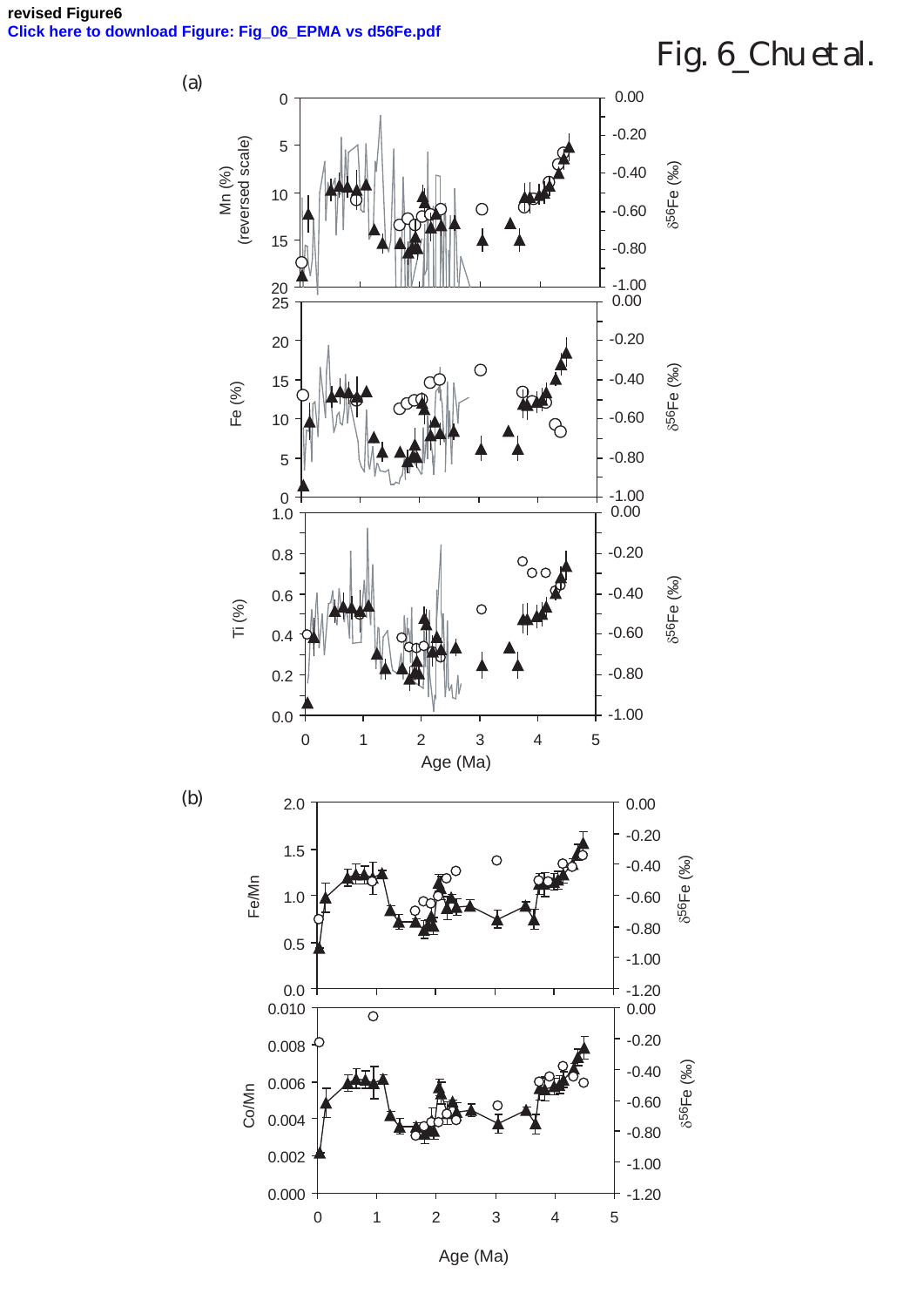**revised Figure6**

**Click here to download Figure: Fig_06_EPMA vs d56Fe.pdf**

Fig. 6_Chu et al.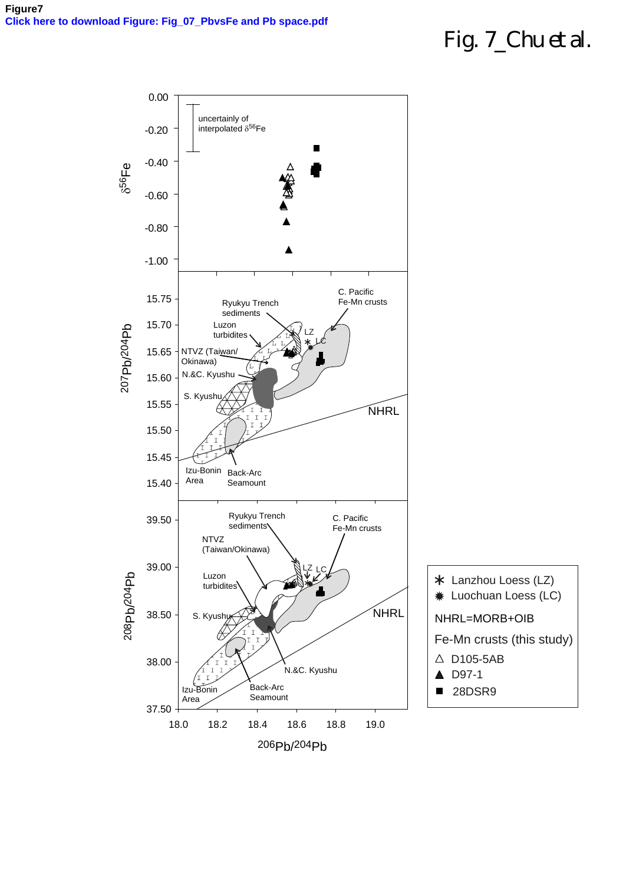**Figure7**

**Click here to download Figure: Fig_07_PbvsFe and Pb space.pdf**

Fig. 7_Chu et al.

uncertainly of interpolated $\delta^{56}$Fe

$\delta^{56}$Fe

$^{207}Pb/^{204}Pb$

$^{208}Pb/^{204}Pb$

$^{206}Pb/^{204}Pb$

Ryukyu Trench sediments

C. Pacific Fe-Mn crusts

Luzon turbidites

LZ

LC

NTVZ (Taiwan/ Okinawa)

N.&C. Kyushu

S. Kyushu

NHRL

Izu-Bonin Area

Back-Arc Seamount

NTVZ (Taiwan/Okinawa)

∗ Lanzhou Loess (LZ)

✹ Luochuan Loess (LC)

NHRL=MORB+OIB

Fe-Mn crusts (this study)

△ D105-5AB

▲ D97-1

■ 28DSR9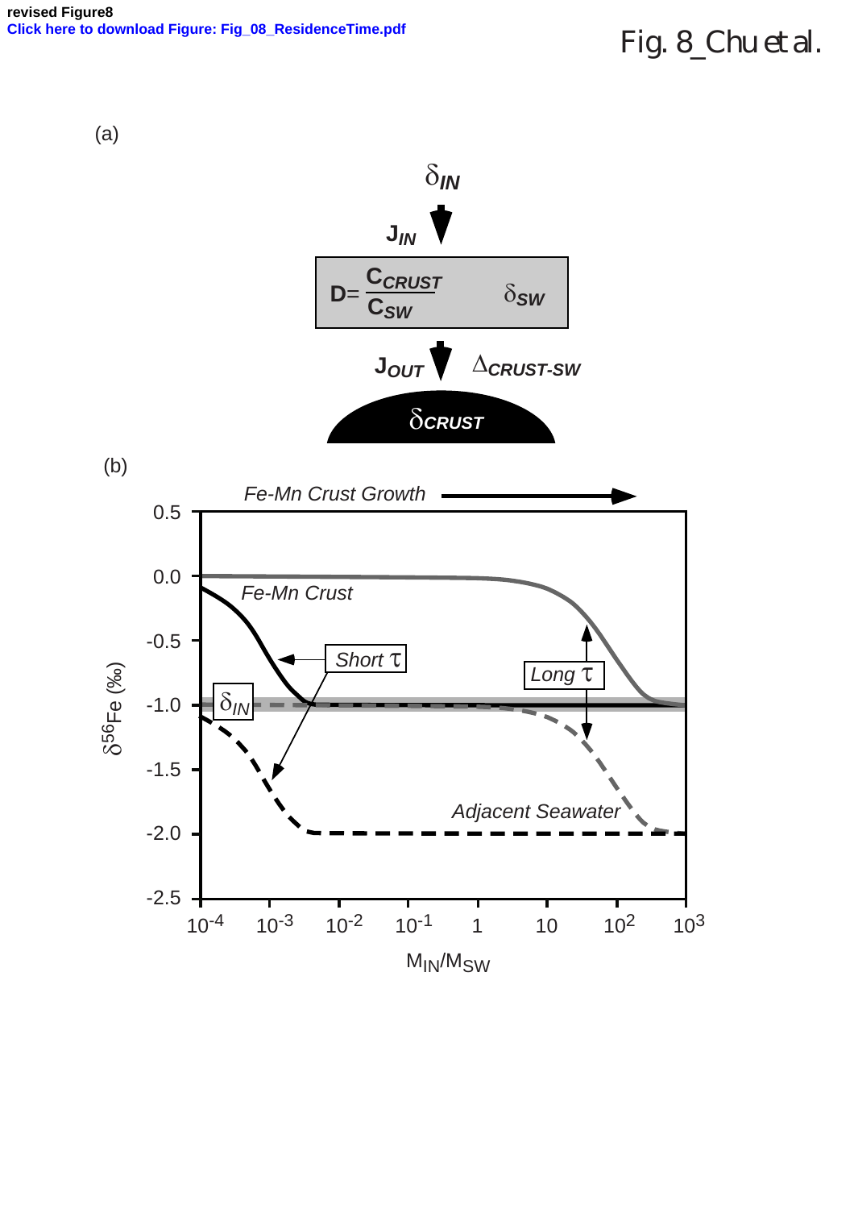revised Figure8

Click here to download Figure: Fig_08_ResidenceTime.pdf

Fig. 8_Chu et al.

(a)

$\delta_{IN}$

$J_{IN}$

$D = \frac{C_{CRUST}}{C_{SW}}$

$\delta_{SW}$

$J_{OUT}$

$\Delta_{CRUST\text{-}SW}$

$\delta_{CRUST}$

(b)

Fe-Mn Crust Growth

Fe-Mn Crust

Short $\tau$

Long $\tau$

$\delta_{IN}$

Adjacent Seawater

$\delta^{56}Fe$ (‰)

0.5
0.0
-0.5
-1.0
-1.5
-2.0
-2.5

$10^{-4}$ $10^{-3}$ $10^{-2}$ $10^{-1}$ 1 10 $10^{2}$ $10^{3}$

$M_{IN}/M_{SW}$